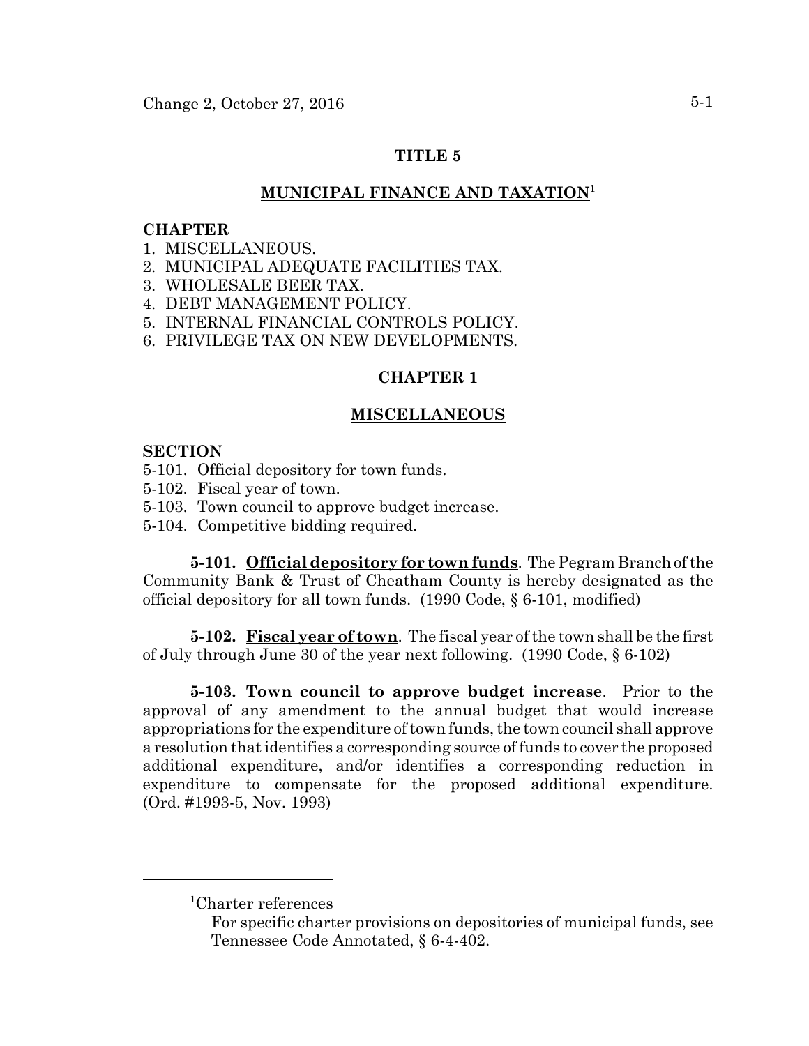# TITLE 5

## MUNICIPAL FINANCE AND TAXATION[1]

**CHAPTER**

1. MISCELLANEOUS.
2. MUNICIPAL ADEQUATE FACILITIES TAX.
3. WHOLESALE BEER TAX.
4. DEBT MANAGEMENT POLICY.
5. INTERNAL FINANCIAL CONTROLS POLICY.
6. PRIVILEGE TAX ON NEW DEVELOPMENTS.

## CHAPTER 1

## MISCELLANEOUS

**SECTION**

5-101. Official depository for town funds.
5-102. Fiscal year of town.
5-103. Town council to approve budget increase.
5-104. Competitive bidding required.

**5-101. Official depository for town funds**. The Pegram Branch of the Community Bank & Trust of Cheatham County is hereby designated as the official depository for all town funds. (1990 Code, § 6-101, modified)

**5-102. Fiscal year of town**. The fiscal year of the town shall be the first of July through June 30 of the year next following. (1990 Code, § 6-102)

**5-103. Town council to approve budget increase**. Prior to the approval of any amendment to the annual budget that would increase appropriations for the expenditure of town funds, the town council shall approve a resolution that identifies a corresponding source of funds to cover the proposed additional expenditure, and/or identifies a corresponding reduction in expenditure to compensate for the proposed additional expenditure. (Ord. #1993-5, Nov. 1993)

---

[1]Charter references

For specific charter provisions on depositories of municipal funds, see Tennessee Code Annotated, § 6-4-402.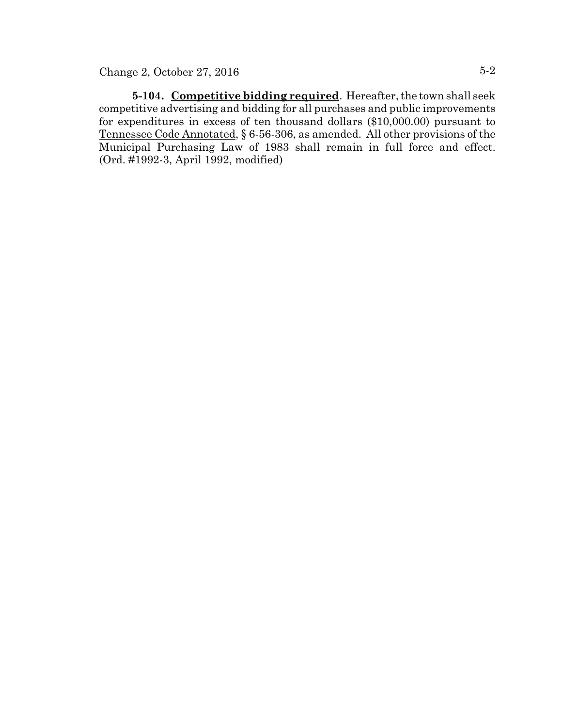**5-104. Competitive bidding required**. Hereafter, the town shall seek competitive advertising and bidding for all purchases and public improvements for expenditures in excess of ten thousand dollars ($10,000.00) pursuant to Tennessee Code Annotated, § 6-56-306, as amended. All other provisions of the Municipal Purchasing Law of 1983 shall remain in full force and effect. (Ord. #1992-3, April 1992, modified)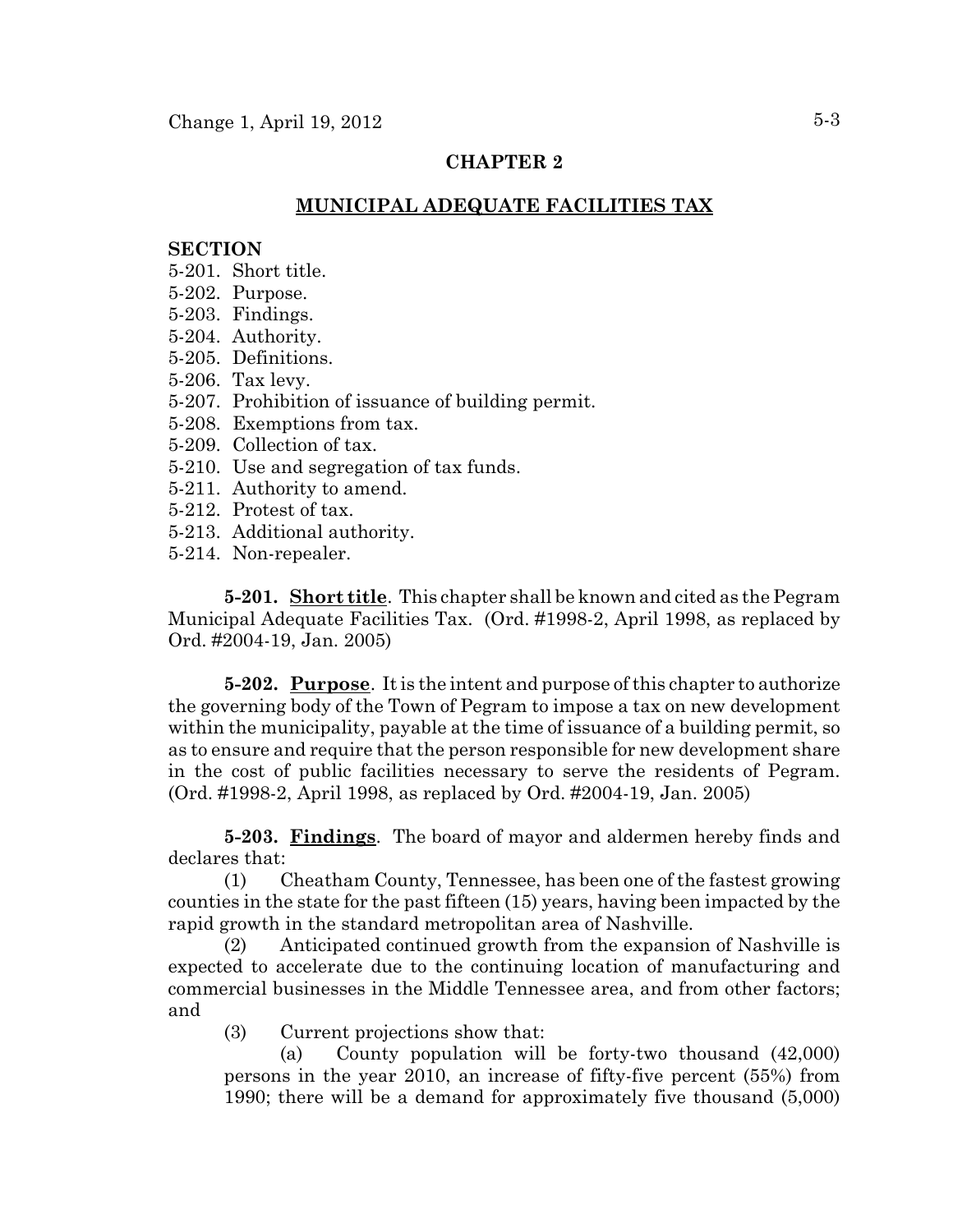## CHAPTER 2

## MUNICIPAL ADEQUATE FACILITIES TAX

**SECTION**
5-201. Short title.
5-202. Purpose.
5-203. Findings.
5-204. Authority.
5-205. Definitions.
5-206. Tax levy.
5-207. Prohibition of issuance of building permit.
5-208. Exemptions from tax.
5-209. Collection of tax.
5-210. Use and segregation of tax funds.
5-211. Authority to amend.
5-212. Protest of tax.
5-213. Additional authority.
5-214. Non-repealer.

**5-201. Short title**. This chapter shall be known and cited as the Pegram Municipal Adequate Facilities Tax. (Ord. #1998-2, April 1998, as replaced by Ord. #2004-19, Jan. 2005)

**5-202. Purpose**. It is the intent and purpose of this chapter to authorize the governing body of the Town of Pegram to impose a tax on new development within the municipality, payable at the time of issuance of a building permit, so as to ensure and require that the person responsible for new development share in the cost of public facilities necessary to serve the residents of Pegram. (Ord. #1998-2, April 1998, as replaced by Ord. #2004-19, Jan. 2005)

**5-203. Findings**. The board of mayor and aldermen hereby finds and declares that:

(1) Cheatham County, Tennessee, has been one of the fastest growing counties in the state for the past fifteen (15) years, having been impacted by the rapid growth in the standard metropolitan area of Nashville.

(2) Anticipated continued growth from the expansion of Nashville is expected to accelerate due to the continuing location of manufacturing and commercial businesses in the Middle Tennessee area, and from other factors; and

(3) Current projections show that:

(a) County population will be forty-two thousand (42,000) persons in the year 2010, an increase of fifty-five percent (55%) from 1990; there will be a demand for approximately five thousand (5,000)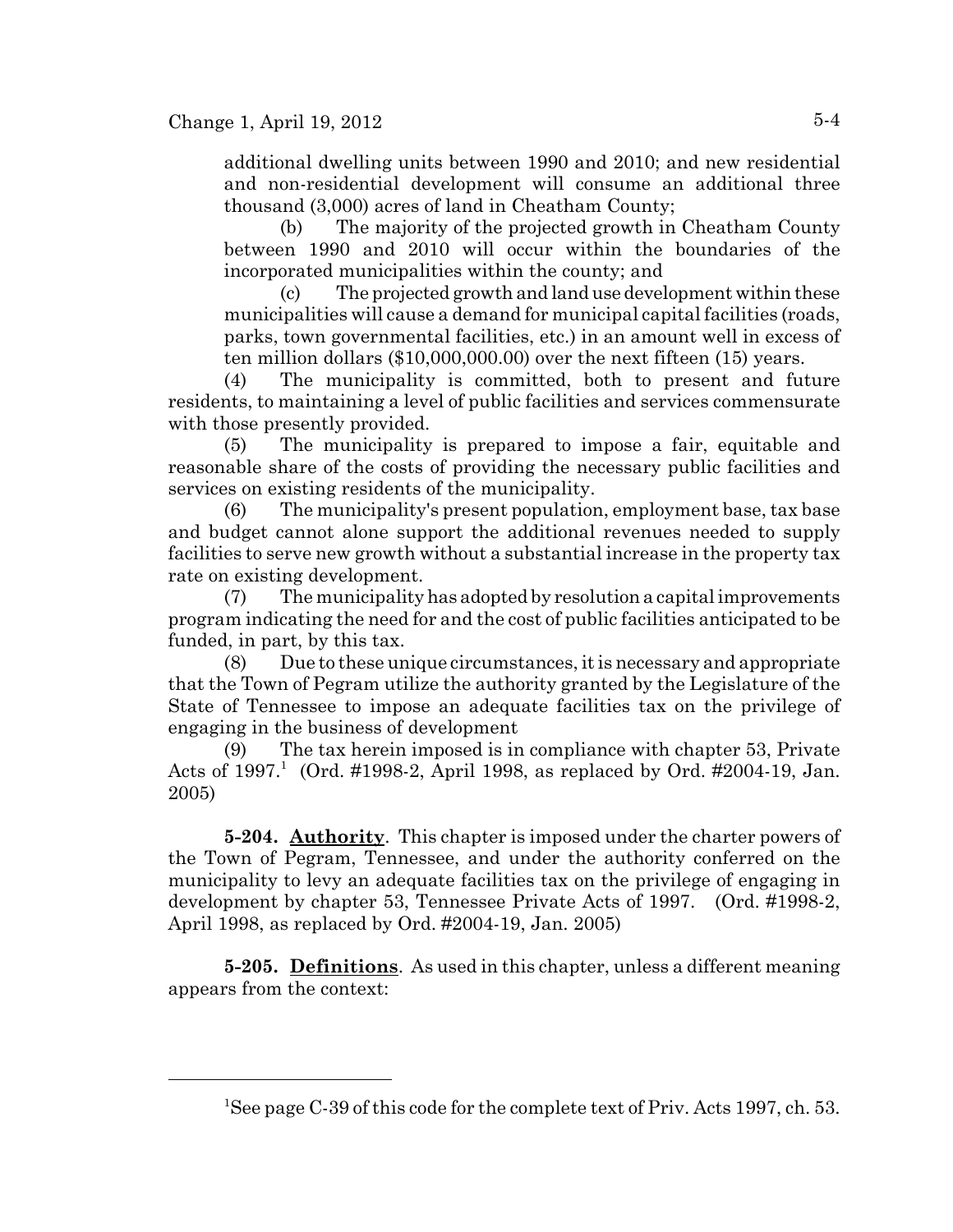additional dwelling units between 1990 and 2010; and new residential and non-residential development will consume an additional three thousand (3,000) acres of land in Cheatham County;

(b) The majority of the projected growth in Cheatham County between 1990 and 2010 will occur within the boundaries of the incorporated municipalities within the county; and

(c) The projected growth and land use development within these municipalities will cause a demand for municipal capital facilities (roads, parks, town governmental facilities, etc.) in an amount well in excess of ten million dollars ($10,000,000.00) over the next fifteen (15) years.

(4) The municipality is committed, both to present and future residents, to maintaining a level of public facilities and services commensurate with those presently provided.

(5) The municipality is prepared to impose a fair, equitable and reasonable share of the costs of providing the necessary public facilities and services on existing residents of the municipality.

(6) The municipality's present population, employment base, tax base and budget cannot alone support the additional revenues needed to supply facilities to serve new growth without a substantial increase in the property tax rate on existing development.

(7) The municipality has adopted by resolution a capital improvements program indicating the need for and the cost of public facilities anticipated to be funded, in part, by this tax.

(8) Due to these unique circumstances, it is necessary and appropriate that the Town of Pegram utilize the authority granted by the Legislature of the State of Tennessee to impose an adequate facilities tax on the privilege of engaging in the business of development

(9) The tax herein imposed is in compliance with chapter 53, Private Acts of 1997.[1] (Ord. #1998-2, April 1998, as replaced by Ord. #2004-19, Jan. 2005)

**5-204. Authority**. This chapter is imposed under the charter powers of the Town of Pegram, Tennessee, and under the authority conferred on the municipality to levy an adequate facilities tax on the privilege of engaging in development by chapter 53, Tennessee Private Acts of 1997. (Ord. #1998-2, April 1998, as replaced by Ord. #2004-19, Jan. 2005)

**5-205. Definitions**. As used in this chapter, unless a different meaning appears from the context:

---

[1]See page C-39 of this code for the complete text of Priv. Acts 1997, ch. 53.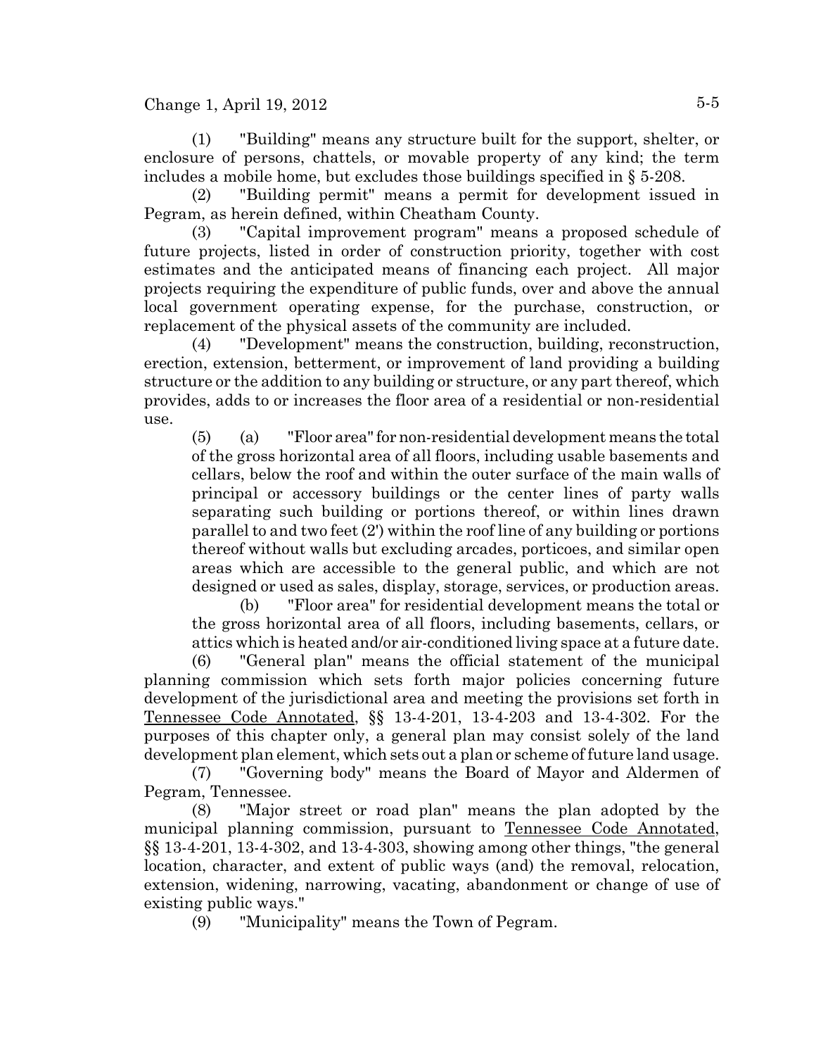(1) "Building" means any structure built for the support, shelter, or enclosure of persons, chattels, or movable property of any kind; the term includes a mobile home, but excludes those buildings specified in § 5-208.

(2) "Building permit" means a permit for development issued in Pegram, as herein defined, within Cheatham County.

(3) "Capital improvement program" means a proposed schedule of future projects, listed in order of construction priority, together with cost estimates and the anticipated means of financing each project. All major projects requiring the expenditure of public funds, over and above the annual local government operating expense, for the purchase, construction, or replacement of the physical assets of the community are included.

(4) "Development" means the construction, building, reconstruction, erection, extension, betterment, or improvement of land providing a building structure or the addition to any building or structure, or any part thereof, which provides, adds to or increases the floor area of a residential or non-residential use.

(5) (a) "Floor area" for non-residential development means the total of the gross horizontal area of all floors, including usable basements and cellars, below the roof and within the outer surface of the main walls of principal or accessory buildings or the center lines of party walls separating such building or portions thereof, or within lines drawn parallel to and two feet (2') within the roof line of any building or portions thereof without walls but excluding arcades, porticoes, and similar open areas which are accessible to the general public, and which are not designed or used as sales, display, storage, services, or production areas.

(b) "Floor area" for residential development means the total or the gross horizontal area of all floors, including basements, cellars, or attics which is heated and/or air-conditioned living space at a future date.

(6) "General plan" means the official statement of the municipal planning commission which sets forth major policies concerning future development of the jurisdictional area and meeting the provisions set forth in Tennessee Code Annotated, §§ 13-4-201, 13-4-203 and 13-4-302. For the purposes of this chapter only, a general plan may consist solely of the land development plan element, which sets out a plan or scheme of future land usage.

(7) "Governing body" means the Board of Mayor and Aldermen of Pegram, Tennessee.

(8) "Major street or road plan" means the plan adopted by the municipal planning commission, pursuant to Tennessee Code Annotated, §§ 13-4-201, 13-4-302, and 13-4-303, showing among other things, "the general location, character, and extent of public ways (and) the removal, relocation, extension, widening, narrowing, vacating, abandonment or change of use of existing public ways."

(9) "Municipality" means the Town of Pegram.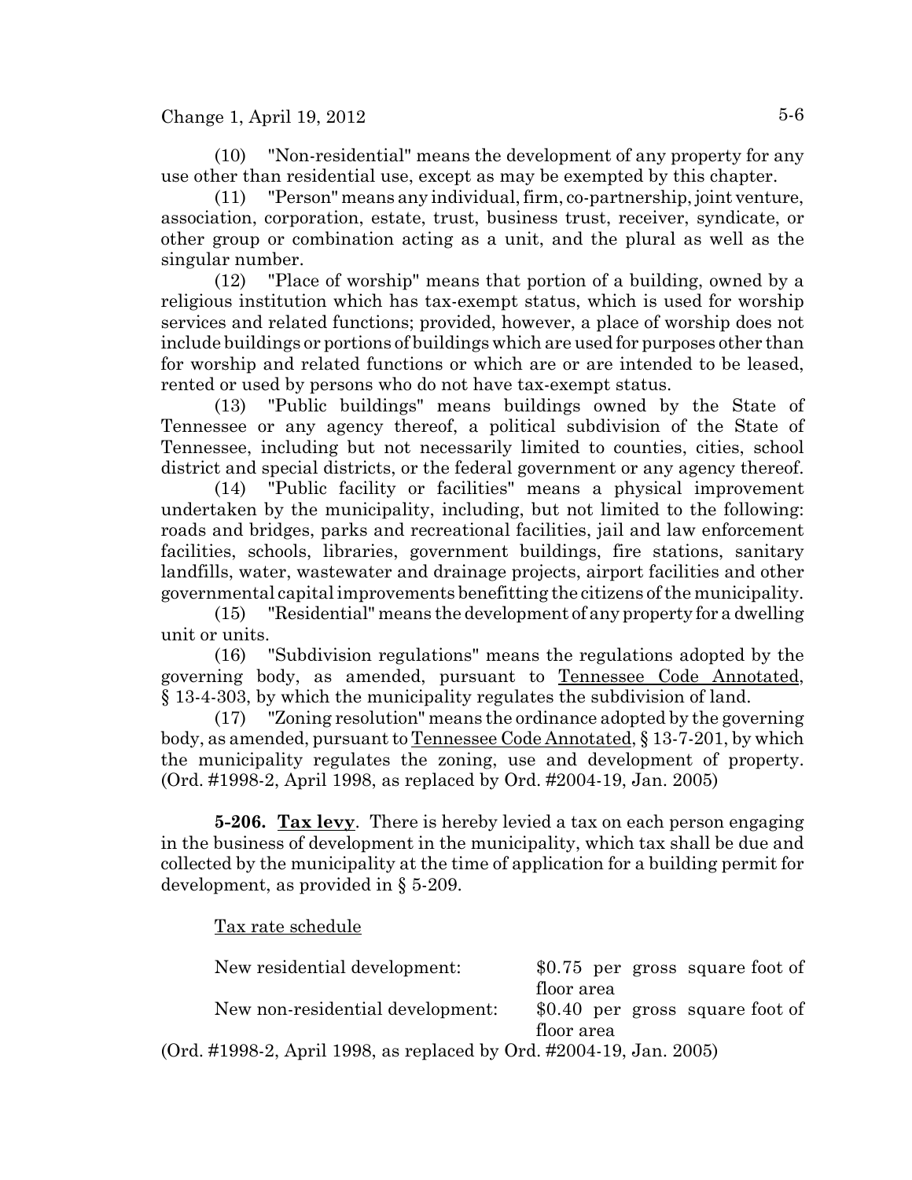(10) "Non-residential" means the development of any property for any use other than residential use, except as may be exempted by this chapter.

(11) "Person" means any individual, firm, co-partnership, joint venture, association, corporation, estate, trust, business trust, receiver, syndicate, or other group or combination acting as a unit, and the plural as well as the singular number.

(12) "Place of worship" means that portion of a building, owned by a religious institution which has tax-exempt status, which is used for worship services and related functions; provided, however, a place of worship does not include buildings or portions of buildings which are used for purposes other than for worship and related functions or which are or are intended to be leased, rented or used by persons who do not have tax-exempt status.

(13) "Public buildings" means buildings owned by the State of Tennessee or any agency thereof, a political subdivision of the State of Tennessee, including but not necessarily limited to counties, cities, school district and special districts, or the federal government or any agency thereof.

(14) "Public facility or facilities" means a physical improvement undertaken by the municipality, including, but not limited to the following: roads and bridges, parks and recreational facilities, jail and law enforcement facilities, schools, libraries, government buildings, fire stations, sanitary landfills, water, wastewater and drainage projects, airport facilities and other governmental capital improvements benefitting the citizens of the municipality.

(15) "Residential" means the development of any property for a dwelling unit or units.

(16) "Subdivision regulations" means the regulations adopted by the governing body, as amended, pursuant to Tennessee Code Annotated, § 13-4-303, by which the municipality regulates the subdivision of land.

(17) "Zoning resolution" means the ordinance adopted by the governing body, as amended, pursuant to Tennessee Code Annotated, § 13-7-201, by which the municipality regulates the zoning, use and development of property. (Ord. #1998-2, April 1998, as replaced by Ord. #2004-19, Jan. 2005)

**5-206. Tax levy**. There is hereby levied a tax on each person engaging in the business of development in the municipality, which tax shall be due and collected by the municipality at the time of application for a building permit for development, as provided in § 5-209.

Tax rate schedule

| | |
|---|---|
| New residential development: | $0.75 per gross square foot of floor area |
| New non-residential development: | $0.40 per gross square foot of floor area |

(Ord. #1998-2, April 1998, as replaced by Ord. #2004-19, Jan. 2005)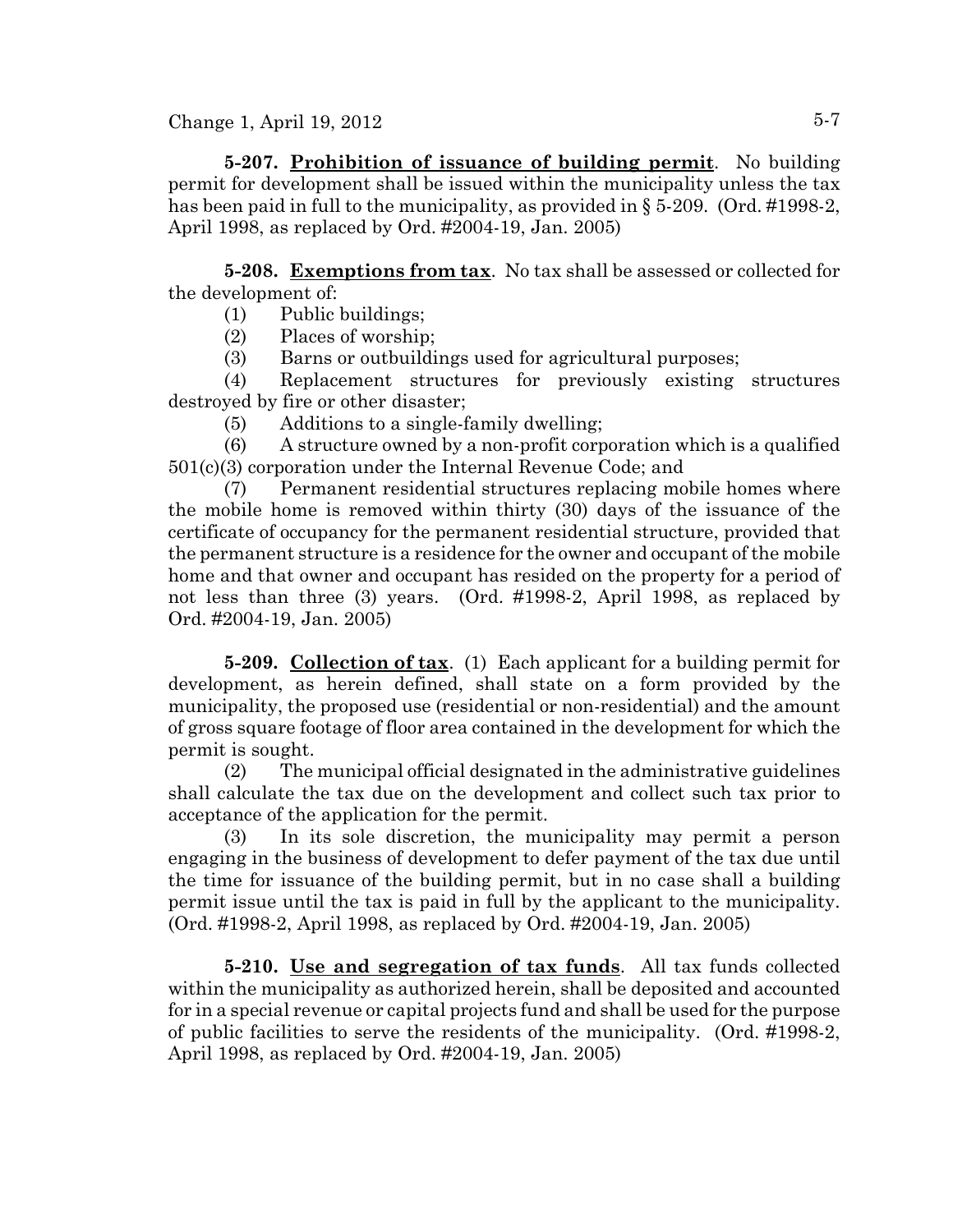**5-207. <u>Prohibition of issuance of building permit</u>**. No building permit for development shall be issued within the municipality unless the tax has been paid in full to the municipality, as provided in § 5-209. (Ord. #1998-2, April 1998, as replaced by Ord. #2004-19, Jan. 2005)

**5-208. <u>Exemptions from tax</u>**. No tax shall be assessed or collected for the development of:

(1) Public buildings;

(2) Places of worship;

(3) Barns or outbuildings used for agricultural purposes;

(4) Replacement structures for previously existing structures destroyed by fire or other disaster;

(5) Additions to a single-family dwelling;

(6) A structure owned by a non-profit corporation which is a qualified 501(c)(3) corporation under the Internal Revenue Code; and

(7) Permanent residential structures replacing mobile homes where the mobile home is removed within thirty (30) days of the issuance of the certificate of occupancy for the permanent residential structure, provided that the permanent structure is a residence for the owner and occupant of the mobile home and that owner and occupant has resided on the property for a period of not less than three (3) years. (Ord. #1998-2, April 1998, as replaced by Ord. #2004-19, Jan. 2005)

**5-209. <u>Collection of tax</u>**. (1) Each applicant for a building permit for development, as herein defined, shall state on a form provided by the municipality, the proposed use (residential or non-residential) and the amount of gross square footage of floor area contained in the development for which the permit is sought.

(2) The municipal official designated in the administrative guidelines shall calculate the tax due on the development and collect such tax prior to acceptance of the application for the permit.

(3) In its sole discretion, the municipality may permit a person engaging in the business of development to defer payment of the tax due until the time for issuance of the building permit, but in no case shall a building permit issue until the tax is paid in full by the applicant to the municipality. (Ord. #1998-2, April 1998, as replaced by Ord. #2004-19, Jan. 2005)

**5-210. <u>Use and segregation of tax funds</u>**. All tax funds collected within the municipality as authorized herein, shall be deposited and accounted for in a special revenue or capital projects fund and shall be used for the purpose of public facilities to serve the residents of the municipality. (Ord. #1998-2, April 1998, as replaced by Ord. #2004-19, Jan. 2005)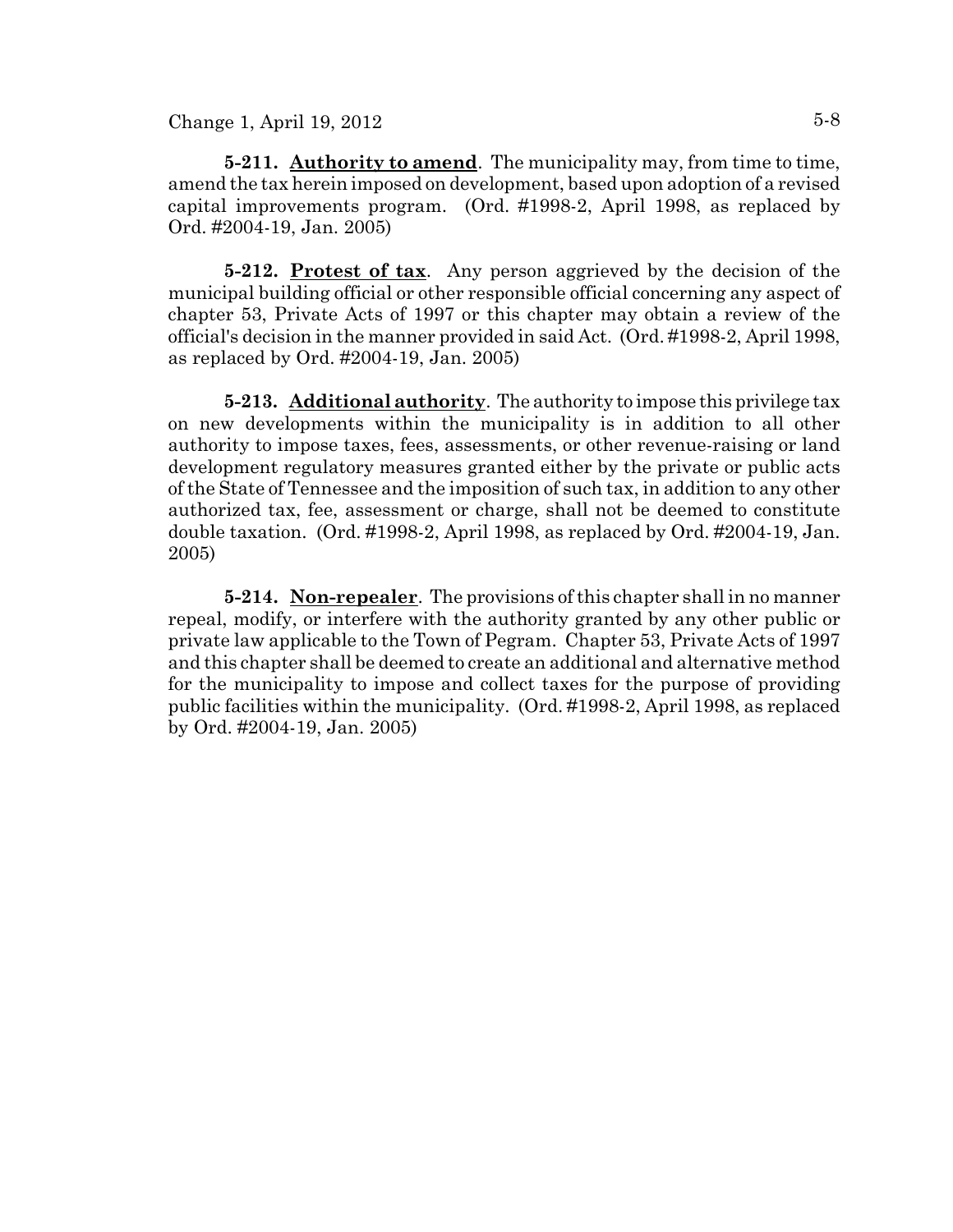**5-211. Authority to amend**. The municipality may, from time to time, amend the tax herein imposed on development, based upon adoption of a revised capital improvements program. (Ord. #1998-2, April 1998, as replaced by Ord. #2004-19, Jan. 2005)

**5-212. Protest of tax**. Any person aggrieved by the decision of the municipal building official or other responsible official concerning any aspect of chapter 53, Private Acts of 1997 or this chapter may obtain a review of the official's decision in the manner provided in said Act. (Ord. #1998-2, April 1998, as replaced by Ord. #2004-19, Jan. 2005)

**5-213. Additional authority**. The authority to impose this privilege tax on new developments within the municipality is in addition to all other authority to impose taxes, fees, assessments, or other revenue-raising or land development regulatory measures granted either by the private or public acts of the State of Tennessee and the imposition of such tax, in addition to any other authorized tax, fee, assessment or charge, shall not be deemed to constitute double taxation. (Ord. #1998-2, April 1998, as replaced by Ord. #2004-19, Jan. 2005)

**5-214. Non-repealer**. The provisions of this chapter shall in no manner repeal, modify, or interfere with the authority granted by any other public or private law applicable to the Town of Pegram. Chapter 53, Private Acts of 1997 and this chapter shall be deemed to create an additional and alternative method for the municipality to impose and collect taxes for the purpose of providing public facilities within the municipality. (Ord. #1998-2, April 1998, as replaced by Ord. #2004-19, Jan. 2005)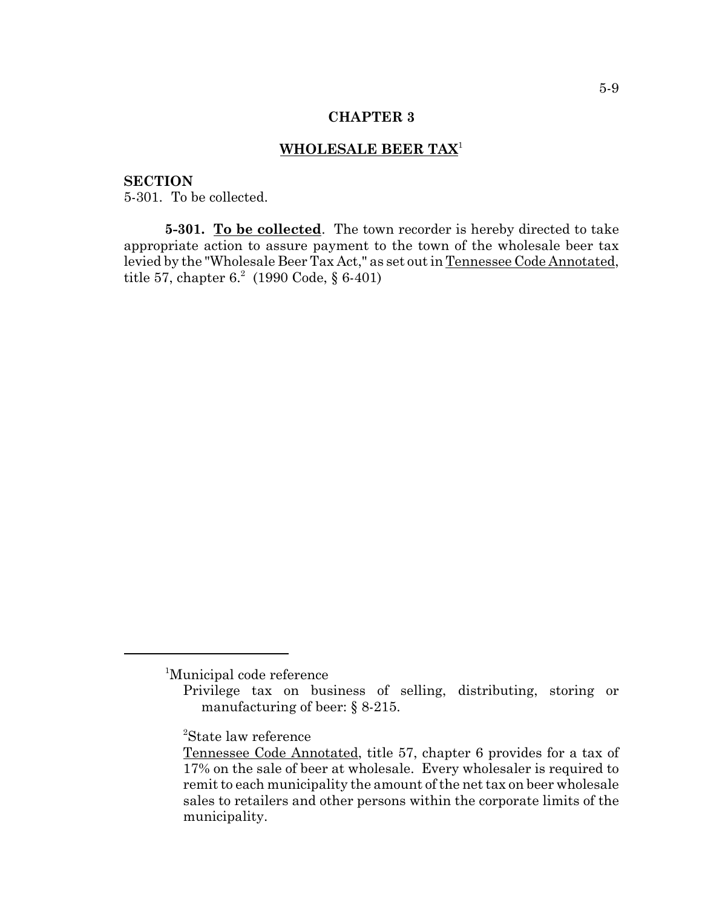# CHAPTER 3

## WHOLESALE BEER TAX[1]

**SECTION**

5-301. To be collected.

**5-301. To be collected**. The town recorder is hereby directed to take appropriate action to assure payment to the town of the wholesale beer tax levied by the "Wholesale Beer Tax Act," as set out in Tennessee Code Annotated, title 57, chapter 6.[2] (1990 Code, § 6-401)

---

[1]Municipal code reference

Privilege tax on business of selling, distributing, storing or manufacturing of beer: § 8-215.

[2]State law reference

Tennessee Code Annotated, title 57, chapter 6 provides for a tax of 17% on the sale of beer at wholesale. Every wholesaler is required to remit to each municipality the amount of the net tax on beer wholesale sales to retailers and other persons within the corporate limits of the municipality.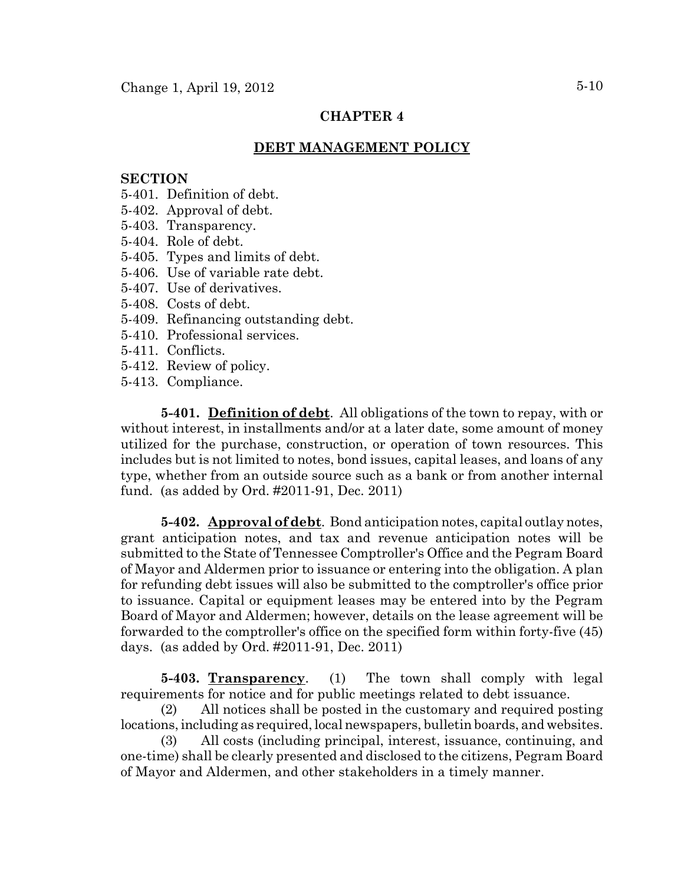## CHAPTER 4

## DEBT MANAGEMENT POLICY

**SECTION**

5-401. Definition of debt.
5-402. Approval of debt.
5-403. Transparency.
5-404. Role of debt.
5-405. Types and limits of debt.
5-406. Use of variable rate debt.
5-407. Use of derivatives.
5-408. Costs of debt.
5-409. Refinancing outstanding debt.
5-410. Professional services.
5-411. Conflicts.
5-412. Review of policy.
5-413. Compliance.

**5-401. Definition of debt**. All obligations of the town to repay, with or without interest, in installments and/or at a later date, some amount of money utilized for the purchase, construction, or operation of town resources. This includes but is not limited to notes, bond issues, capital leases, and loans of any type, whether from an outside source such as a bank or from another internal fund. (as added by Ord. #2011-91, Dec. 2011)

**5-402. Approval of debt**. Bond anticipation notes, capital outlay notes, grant anticipation notes, and tax and revenue anticipation notes will be submitted to the State of Tennessee Comptroller's Office and the Pegram Board of Mayor and Aldermen prior to issuance or entering into the obligation. A plan for refunding debt issues will also be submitted to the comptroller's office prior to issuance. Capital or equipment leases may be entered into by the Pegram Board of Mayor and Aldermen; however, details on the lease agreement will be forwarded to the comptroller's office on the specified form within forty-five (45) days. (as added by Ord. #2011-91, Dec. 2011)

**5-403. Transparency**. (1) The town shall comply with legal requirements for notice and for public meetings related to debt issuance.

(2) All notices shall be posted in the customary and required posting locations, including as required, local newspapers, bulletin boards, and websites.

(3) All costs (including principal, interest, issuance, continuing, and one-time) shall be clearly presented and disclosed to the citizens, Pegram Board of Mayor and Aldermen, and other stakeholders in a timely manner.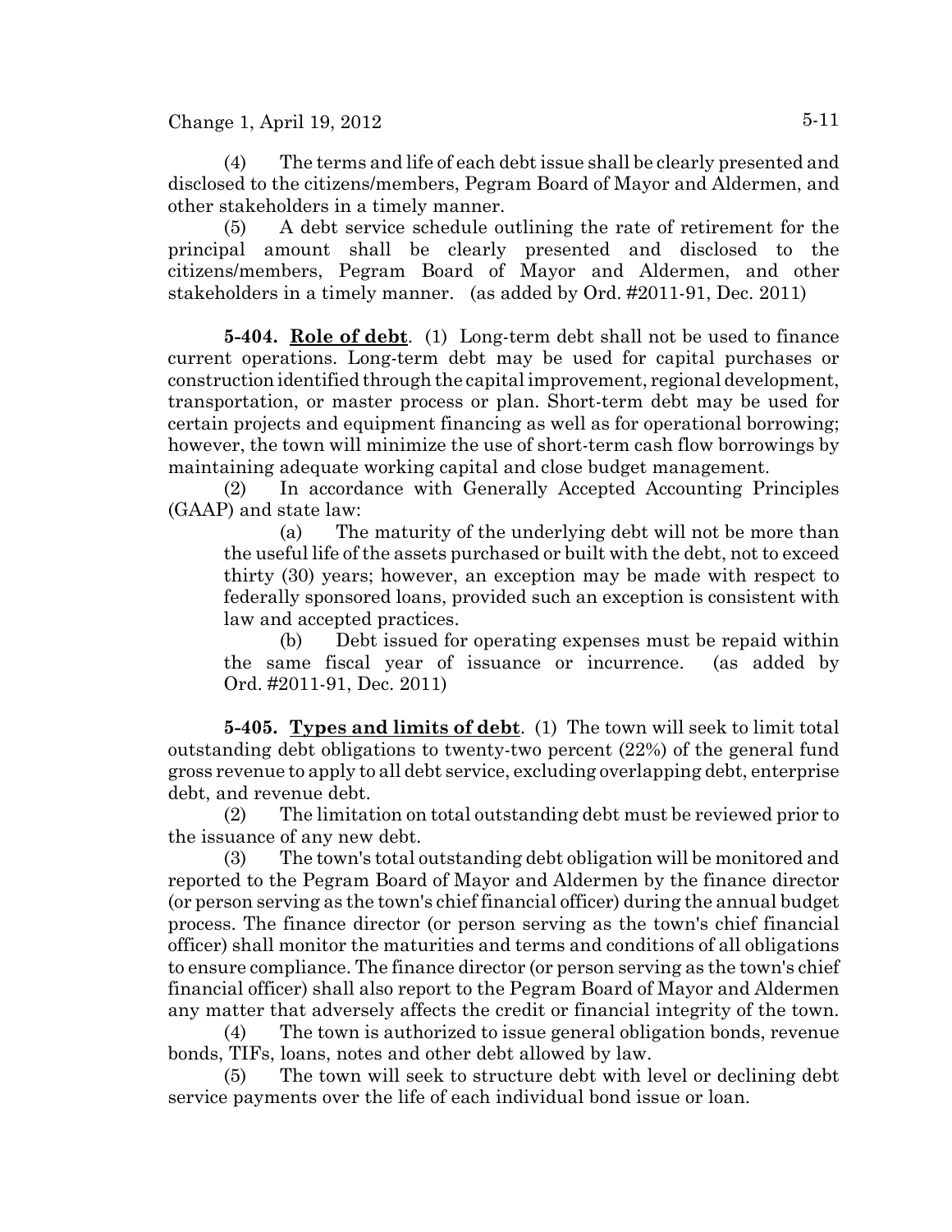(4) The terms and life of each debt issue shall be clearly presented and disclosed to the citizens/members, Pegram Board of Mayor and Aldermen, and other stakeholders in a timely manner.

(5) A debt service schedule outlining the rate of retirement for the principal amount shall be clearly presented and disclosed to the citizens/members, Pegram Board of Mayor and Aldermen, and other stakeholders in a timely manner. (as added by Ord. #2011-91, Dec. 2011)

**5-404. Role of debt**. (1) Long-term debt shall not be used to finance current operations. Long-term debt may be used for capital purchases or construction identified through the capital improvement, regional development, transportation, or master process or plan. Short-term debt may be used for certain projects and equipment financing as well as for operational borrowing; however, the town will minimize the use of short-term cash flow borrowings by maintaining adequate working capital and close budget management.

(2) In accordance with Generally Accepted Accounting Principles (GAAP) and state law:

(a) The maturity of the underlying debt will not be more than the useful life of the assets purchased or built with the debt, not to exceed thirty (30) years; however, an exception may be made with respect to federally sponsored loans, provided such an exception is consistent with law and accepted practices.

(b) Debt issued for operating expenses must be repaid within the same fiscal year of issuance or incurrence. (as added by Ord. #2011-91, Dec. 2011)

**5-405. Types and limits of debt**. (1) The town will seek to limit total outstanding debt obligations to twenty-two percent (22%) of the general fund gross revenue to apply to all debt service, excluding overlapping debt, enterprise debt, and revenue debt.

(2) The limitation on total outstanding debt must be reviewed prior to the issuance of any new debt.

(3) The town's total outstanding debt obligation will be monitored and reported to the Pegram Board of Mayor and Aldermen by the finance director (or person serving as the town's chief financial officer) during the annual budget process. The finance director (or person serving as the town's chief financial officer) shall monitor the maturities and terms and conditions of all obligations to ensure compliance. The finance director (or person serving as the town's chief financial officer) shall also report to the Pegram Board of Mayor and Aldermen any matter that adversely affects the credit or financial integrity of the town.

(4) The town is authorized to issue general obligation bonds, revenue bonds, TIFs, loans, notes and other debt allowed by law.

(5) The town will seek to structure debt with level or declining debt service payments over the life of each individual bond issue or loan.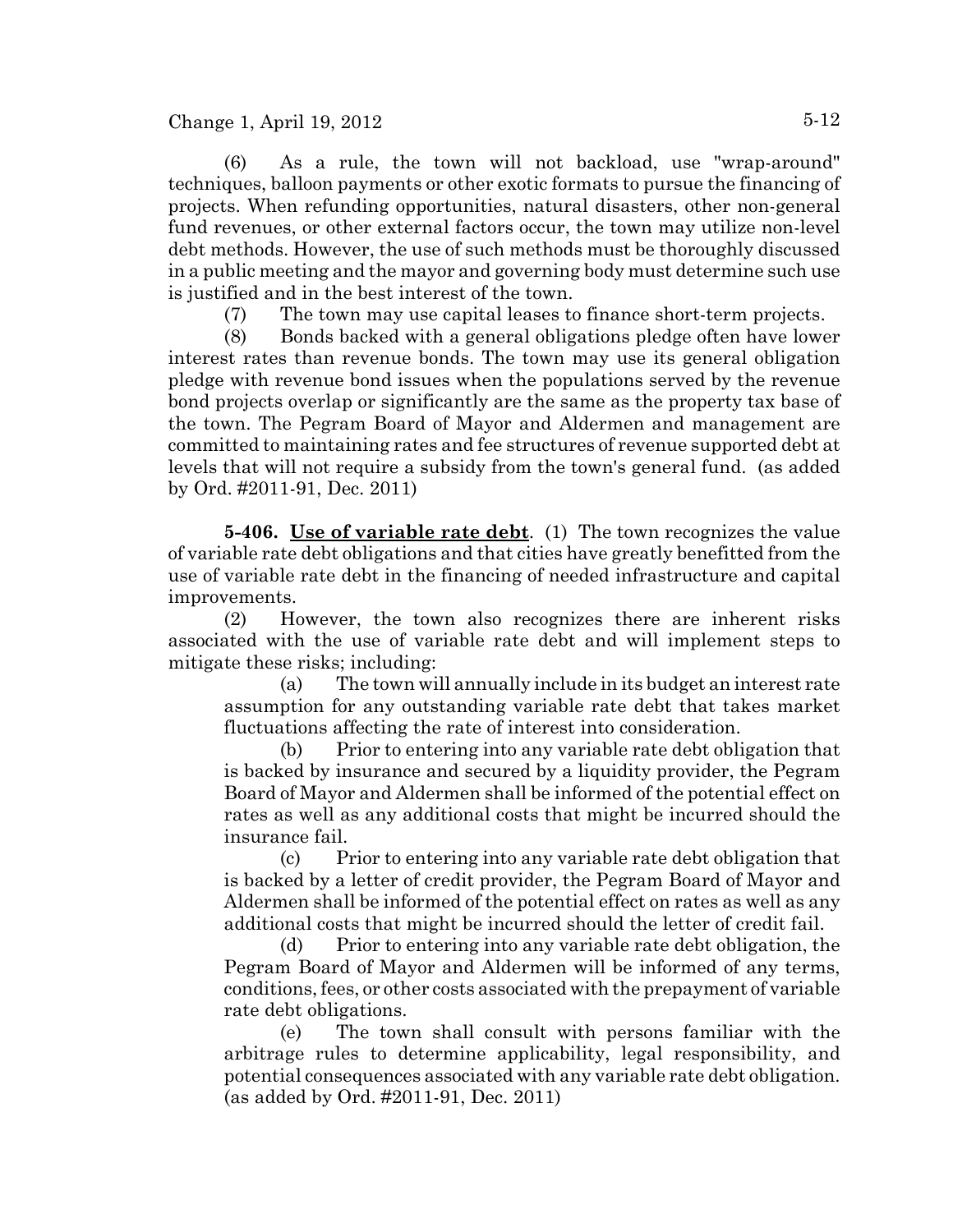(6) As a rule, the town will not backload, use "wrap-around" techniques, balloon payments or other exotic formats to pursue the financing of projects. When refunding opportunities, natural disasters, other non-general fund revenues, or other external factors occur, the town may utilize non-level debt methods. However, the use of such methods must be thoroughly discussed in a public meeting and the mayor and governing body must determine such use is justified and in the best interest of the town.

(7) The town may use capital leases to finance short-term projects.

(8) Bonds backed with a general obligations pledge often have lower interest rates than revenue bonds. The town may use its general obligation pledge with revenue bond issues when the populations served by the revenue bond projects overlap or significantly are the same as the property tax base of the town. The Pegram Board of Mayor and Aldermen and management are committed to maintaining rates and fee structures of revenue supported debt at levels that will not require a subsidy from the town's general fund. (as added by Ord. #2011-91, Dec. 2011)

**5-406. Use of variable rate debt**. (1) The town recognizes the value of variable rate debt obligations and that cities have greatly benefitted from the use of variable rate debt in the financing of needed infrastructure and capital improvements.

(2) However, the town also recognizes there are inherent risks associated with the use of variable rate debt and will implement steps to mitigate these risks; including:

(a) The town will annually include in its budget an interest rate assumption for any outstanding variable rate debt that takes market fluctuations affecting the rate of interest into consideration.

(b) Prior to entering into any variable rate debt obligation that is backed by insurance and secured by a liquidity provider, the Pegram Board of Mayor and Aldermen shall be informed of the potential effect on rates as well as any additional costs that might be incurred should the insurance fail.

(c) Prior to entering into any variable rate debt obligation that is backed by a letter of credit provider, the Pegram Board of Mayor and Aldermen shall be informed of the potential effect on rates as well as any additional costs that might be incurred should the letter of credit fail.

(d) Prior to entering into any variable rate debt obligation, the Pegram Board of Mayor and Aldermen will be informed of any terms, conditions, fees, or other costs associated with the prepayment of variable rate debt obligations.

(e) The town shall consult with persons familiar with the arbitrage rules to determine applicability, legal responsibility, and potential consequences associated with any variable rate debt obligation. (as added by Ord. #2011-91, Dec. 2011)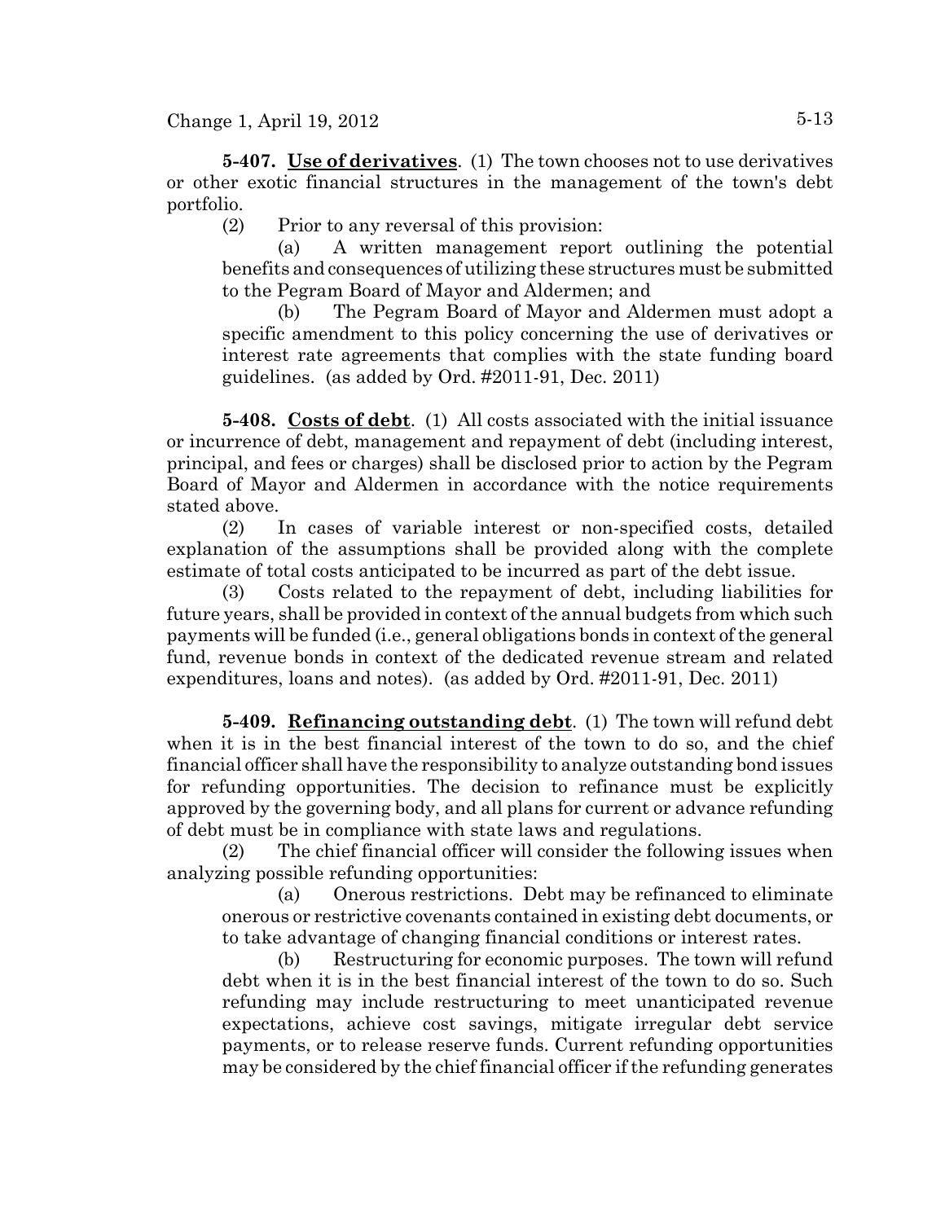**5-407. Use of derivatives**. (1) The town chooses not to use derivatives or other exotic financial structures in the management of the town's debt portfolio.

(2) Prior to any reversal of this provision:

(a) A written management report outlining the potential benefits and consequences of utilizing these structures must be submitted to the Pegram Board of Mayor and Aldermen; and

(b) The Pegram Board of Mayor and Aldermen must adopt a specific amendment to this policy concerning the use of derivatives or interest rate agreements that complies with the state funding board guidelines. (as added by Ord. #2011-91, Dec. 2011)

**5-408. Costs of debt**. (1) All costs associated with the initial issuance or incurrence of debt, management and repayment of debt (including interest, principal, and fees or charges) shall be disclosed prior to action by the Pegram Board of Mayor and Aldermen in accordance with the notice requirements stated above.

(2) In cases of variable interest or non-specified costs, detailed explanation of the assumptions shall be provided along with the complete estimate of total costs anticipated to be incurred as part of the debt issue.

(3) Costs related to the repayment of debt, including liabilities for future years, shall be provided in context of the annual budgets from which such payments will be funded (i.e., general obligations bonds in context of the general fund, revenue bonds in context of the dedicated revenue stream and related expenditures, loans and notes). (as added by Ord. #2011-91, Dec. 2011)

**5-409. Refinancing outstanding debt**. (1) The town will refund debt when it is in the best financial interest of the town to do so, and the chief financial officer shall have the responsibility to analyze outstanding bond issues for refunding opportunities. The decision to refinance must be explicitly approved by the governing body, and all plans for current or advance refunding of debt must be in compliance with state laws and regulations.

(2) The chief financial officer will consider the following issues when analyzing possible refunding opportunities:

(a) Onerous restrictions. Debt may be refinanced to eliminate onerous or restrictive covenants contained in existing debt documents, or to take advantage of changing financial conditions or interest rates.

(b) Restructuring for economic purposes. The town will refund debt when it is in the best financial interest of the town to do so. Such refunding may include restructuring to meet unanticipated revenue expectations, achieve cost savings, mitigate irregular debt service payments, or to release reserve funds. Current refunding opportunities may be considered by the chief financial officer if the refunding generates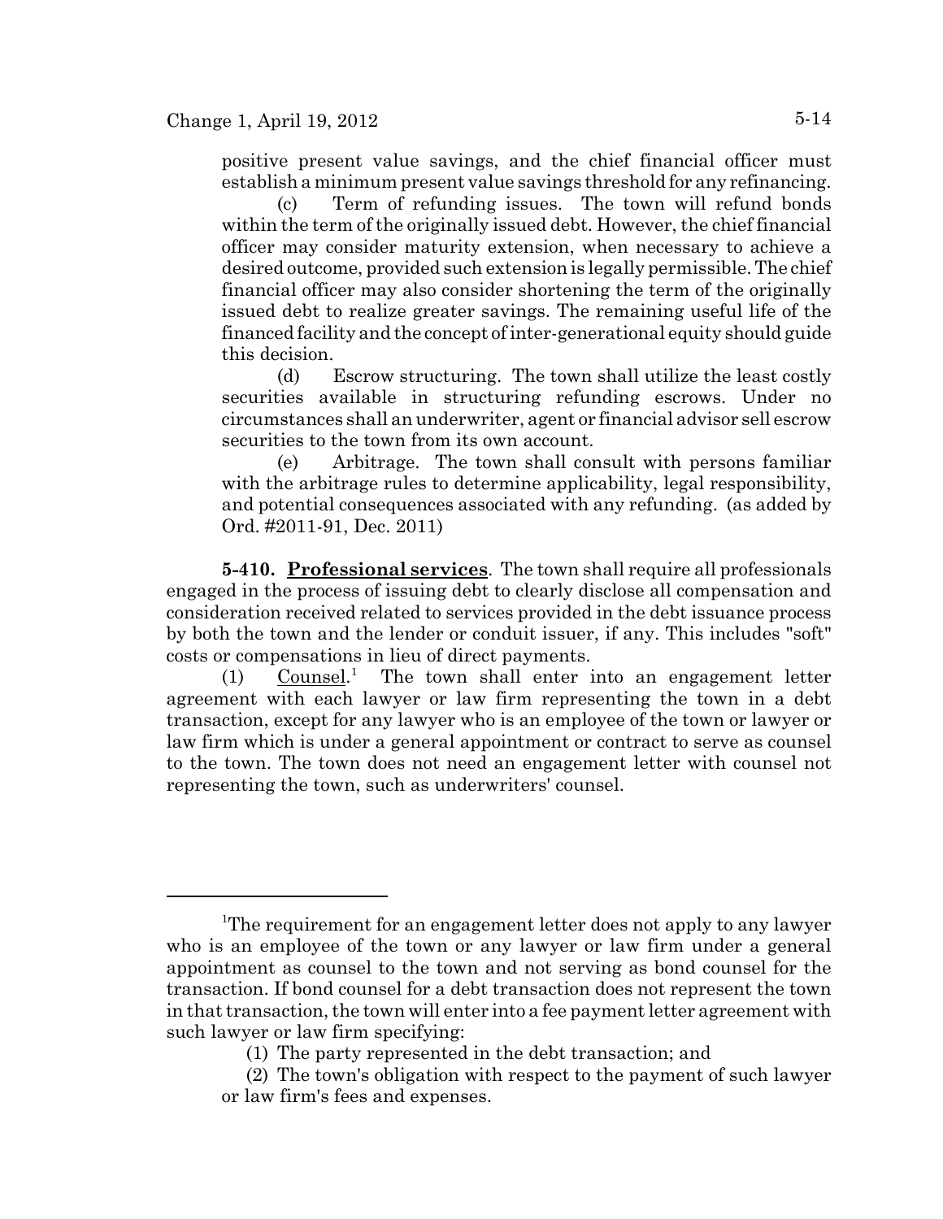positive present value savings, and the chief financial officer must establish a minimum present value savings threshold for any refinancing.

(c) Term of refunding issues. The town will refund bonds within the term of the originally issued debt. However, the chief financial officer may consider maturity extension, when necessary to achieve a desired outcome, provided such extension is legally permissible. The chief financial officer may also consider shortening the term of the originally issued debt to realize greater savings. The remaining useful life of the financed facility and the concept of inter-generational equity should guide this decision.

(d) Escrow structuring. The town shall utilize the least costly securities available in structuring refunding escrows. Under no circumstances shall an underwriter, agent or financial advisor sell escrow securities to the town from its own account.

(e) Arbitrage. The town shall consult with persons familiar with the arbitrage rules to determine applicability, legal responsibility, and potential consequences associated with any refunding. (as added by Ord. #2011-91, Dec. 2011)

**5-410. Professional services**. The town shall require all professionals engaged in the process of issuing debt to clearly disclose all compensation and consideration received related to services provided in the debt issuance process by both the town and the lender or conduit issuer, if any. This includes "soft" costs or compensations in lieu of direct payments.

(1) Counsel.[1] The town shall enter into an engagement letter agreement with each lawyer or law firm representing the town in a debt transaction, except for any lawyer who is an employee of the town or lawyer or law firm which is under a general appointment or contract to serve as counsel to the town. The town does not need an engagement letter with counsel not representing the town, such as underwriters' counsel.

---

[1]The requirement for an engagement letter does not apply to any lawyer who is an employee of the town or any lawyer or law firm under a general appointment as counsel to the town and not serving as bond counsel for the transaction. If bond counsel for a debt transaction does not represent the town in that transaction, the town will enter into a fee payment letter agreement with such lawyer or law firm specifying:

(1) The party represented in the debt transaction; and

(2) The town's obligation with respect to the payment of such lawyer or law firm's fees and expenses.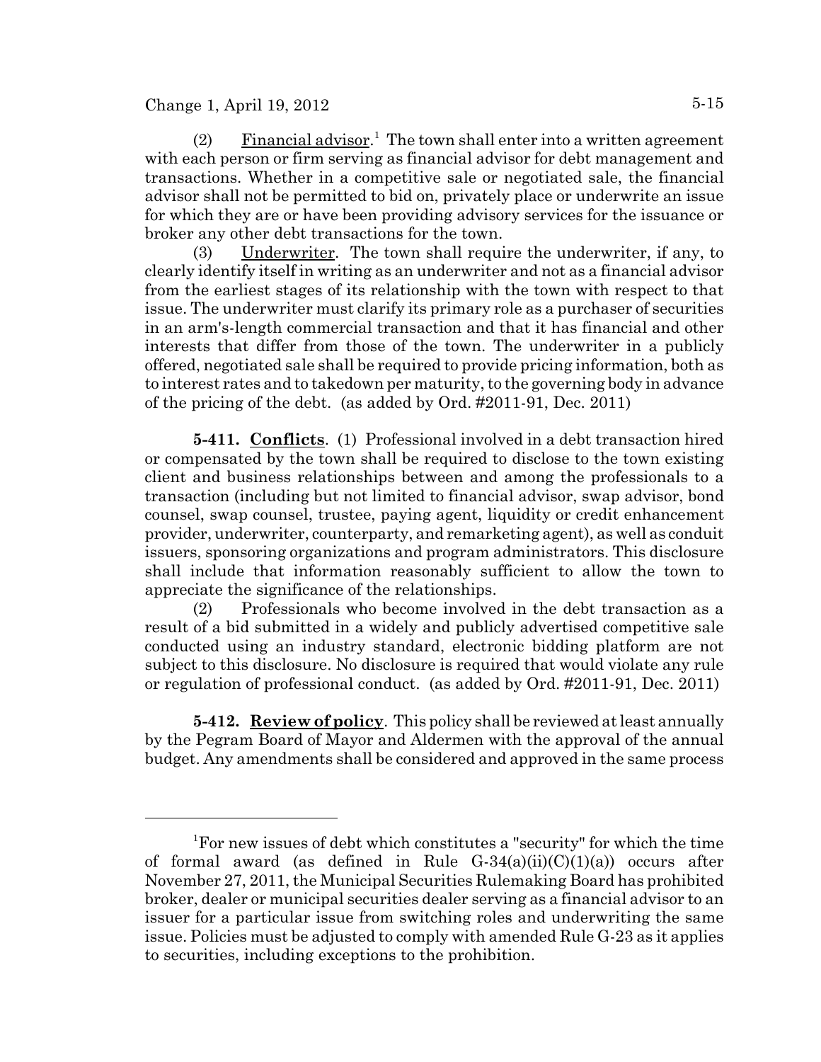(2) Financial advisor.[1] The town shall enter into a written agreement with each person or firm serving as financial advisor for debt management and transactions. Whether in a competitive sale or negotiated sale, the financial advisor shall not be permitted to bid on, privately place or underwrite an issue for which they are or have been providing advisory services for the issuance or broker any other debt transactions for the town.

(3) Underwriter. The town shall require the underwriter, if any, to clearly identify itself in writing as an underwriter and not as a financial advisor from the earliest stages of its relationship with the town with respect to that issue. The underwriter must clarify its primary role as a purchaser of securities in an arm's-length commercial transaction and that it has financial and other interests that differ from those of the town. The underwriter in a publicly offered, negotiated sale shall be required to provide pricing information, both as to interest rates and to takedown per maturity, to the governing body in advance of the pricing of the debt. (as added by Ord. #2011-91, Dec. 2011)

**5-411. Conflicts**. (1) Professional involved in a debt transaction hired or compensated by the town shall be required to disclose to the town existing client and business relationships between and among the professionals to a transaction (including but not limited to financial advisor, swap advisor, bond counsel, swap counsel, trustee, paying agent, liquidity or credit enhancement provider, underwriter, counterparty, and remarketing agent), as well as conduit issuers, sponsoring organizations and program administrators. This disclosure shall include that information reasonably sufficient to allow the town to appreciate the significance of the relationships.

(2) Professionals who become involved in the debt transaction as a result of a bid submitted in a widely and publicly advertised competitive sale conducted using an industry standard, electronic bidding platform are not subject to this disclosure. No disclosure is required that would violate any rule or regulation of professional conduct. (as added by Ord. #2011-91, Dec. 2011)

**5-412. Review of policy**. This policy shall be reviewed at least annually by the Pegram Board of Mayor and Aldermen with the approval of the annual budget. Any amendments shall be considered and approved in the same process

---

[1]For new issues of debt which constitutes a "security" for which the time of formal award (as defined in Rule G-34(a)(ii)(C)(1)(a)) occurs after November 27, 2011, the Municipal Securities Rulemaking Board has prohibited broker, dealer or municipal securities dealer serving as a financial advisor to an issuer for a particular issue from switching roles and underwriting the same issue. Policies must be adjusted to comply with amended Rule G-23 as it applies to securities, including exceptions to the prohibition.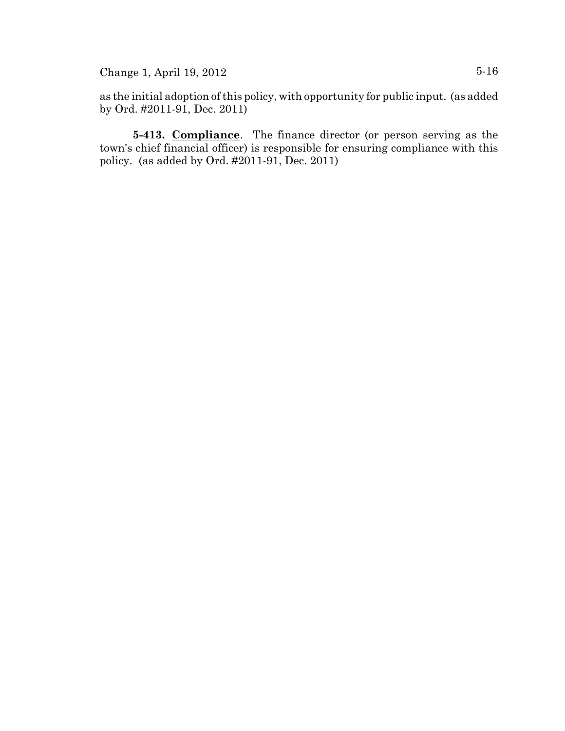as the initial adoption of this policy, with opportunity for public input. (as added by Ord. #2011-91, Dec. 2011)

**5-413. Compliance**. The finance director (or person serving as the town's chief financial officer) is responsible for ensuring compliance with this policy. (as added by Ord. #2011-91, Dec. 2011)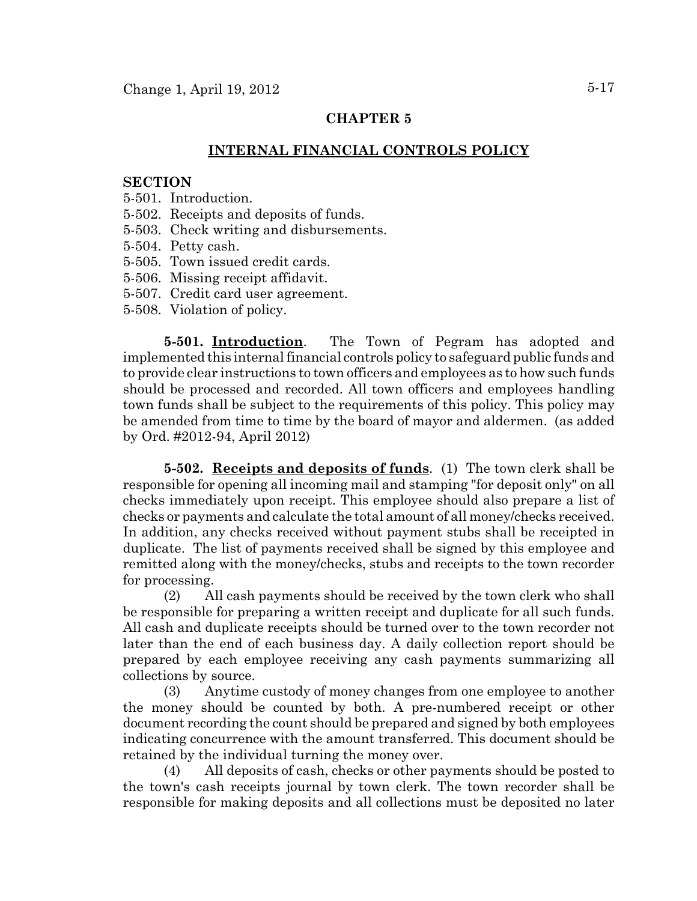# CHAPTER 5

## INTERNAL FINANCIAL CONTROLS POLICY

**SECTION**

5-501. Introduction.
5-502. Receipts and deposits of funds.
5-503. Check writing and disbursements.
5-504. Petty cash.
5-505. Town issued credit cards.
5-506. Missing receipt affidavit.
5-507. Credit card user agreement.
5-508. Violation of policy.

**5-501. Introduction**. The Town of Pegram has adopted and implemented this internal financial controls policy to safeguard public funds and to provide clear instructions to town officers and employees as to how such funds should be processed and recorded. All town officers and employees handling town funds shall be subject to the requirements of this policy. This policy may be amended from time to time by the board of mayor and aldermen. (as added by Ord. #2012-94, April 2012)

**5-502. Receipts and deposits of funds**. (1) The town clerk shall be responsible for opening all incoming mail and stamping "for deposit only" on all checks immediately upon receipt. This employee should also prepare a list of checks or payments and calculate the total amount of all money/checks received. In addition, any checks received without payment stubs shall be receipted in duplicate. The list of payments received shall be signed by this employee and remitted along with the money/checks, stubs and receipts to the town recorder for processing.

(2) All cash payments should be received by the town clerk who shall be responsible for preparing a written receipt and duplicate for all such funds. All cash and duplicate receipts should be turned over to the town recorder not later than the end of each business day. A daily collection report should be prepared by each employee receiving any cash payments summarizing all collections by source.

(3) Anytime custody of money changes from one employee to another the money should be counted by both. A pre-numbered receipt or other document recording the count should be prepared and signed by both employees indicating concurrence with the amount transferred. This document should be retained by the individual turning the money over.

(4) All deposits of cash, checks or other payments should be posted to the town's cash receipts journal by town clerk. The town recorder shall be responsible for making deposits and all collections must be deposited no later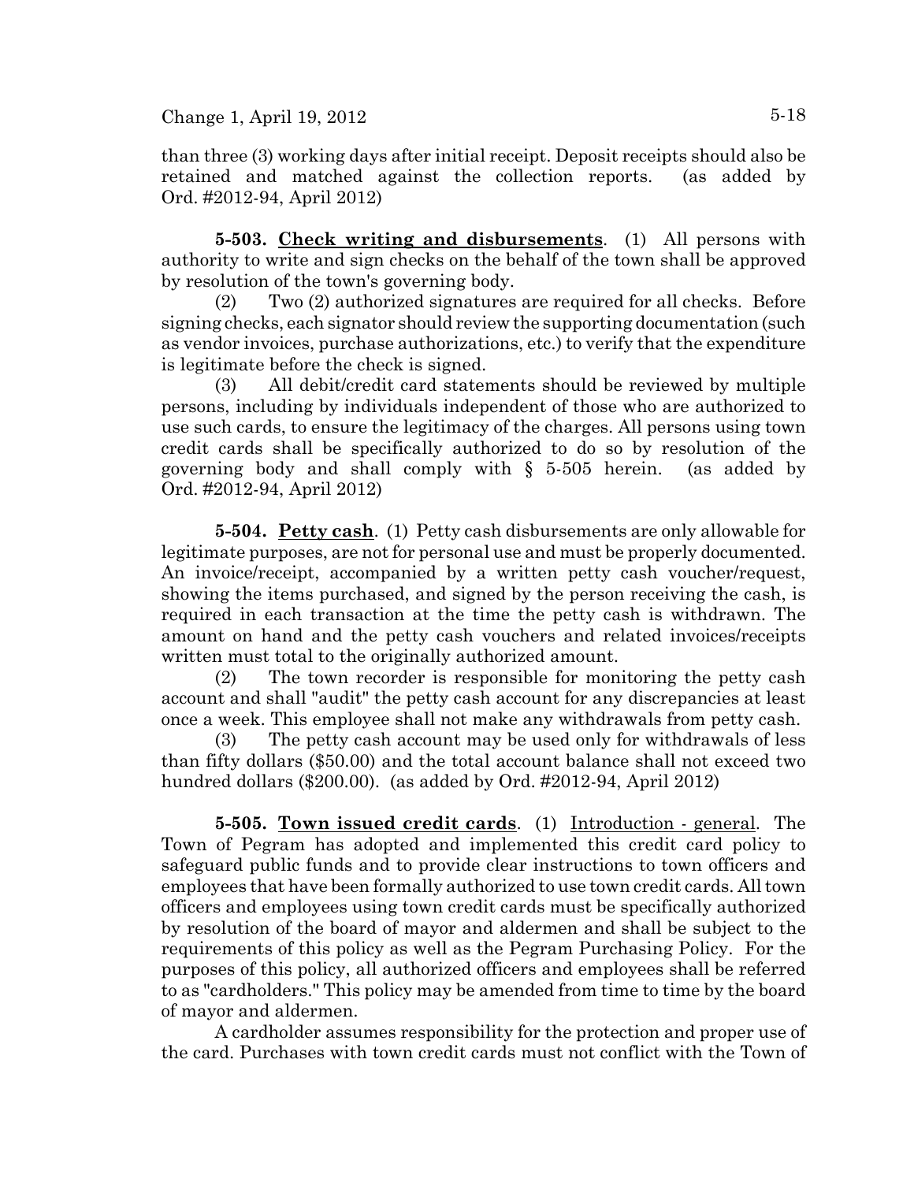than three (3) working days after initial receipt. Deposit receipts should also be retained and matched against the collection reports. (as added by Ord. #2012-94, April 2012)

**5-503. Check writing and disbursements**. (1) All persons with authority to write and sign checks on the behalf of the town shall be approved by resolution of the town's governing body.

(2) Two (2) authorized signatures are required for all checks. Before signing checks, each signator should review the supporting documentation (such as vendor invoices, purchase authorizations, etc.) to verify that the expenditure is legitimate before the check is signed.

(3) All debit/credit card statements should be reviewed by multiple persons, including by individuals independent of those who are authorized to use such cards, to ensure the legitimacy of the charges. All persons using town credit cards shall be specifically authorized to do so by resolution of the governing body and shall comply with § 5-505 herein. (as added by Ord. #2012-94, April 2012)

**5-504. Petty cash**. (1) Petty cash disbursements are only allowable for legitimate purposes, are not for personal use and must be properly documented. An invoice/receipt, accompanied by a written petty cash voucher/request, showing the items purchased, and signed by the person receiving the cash, is required in each transaction at the time the petty cash is withdrawn. The amount on hand and the petty cash vouchers and related invoices/receipts written must total to the originally authorized amount.

(2) The town recorder is responsible for monitoring the petty cash account and shall "audit" the petty cash account for any discrepancies at least once a week. This employee shall not make any withdrawals from petty cash.

(3) The petty cash account may be used only for withdrawals of less than fifty dollars ($50.00) and the total account balance shall not exceed two hundred dollars ($200.00). (as added by Ord. #2012-94, April 2012)

**5-505. Town issued credit cards**. (1) Introduction - general. The Town of Pegram has adopted and implemented this credit card policy to safeguard public funds and to provide clear instructions to town officers and employees that have been formally authorized to use town credit cards. All town officers and employees using town credit cards must be specifically authorized by resolution of the board of mayor and aldermen and shall be subject to the requirements of this policy as well as the Pegram Purchasing Policy. For the purposes of this policy, all authorized officers and employees shall be referred to as "cardholders." This policy may be amended from time to time by the board of mayor and aldermen.

A cardholder assumes responsibility for the protection and proper use of the card. Purchases with town credit cards must not conflict with the Town of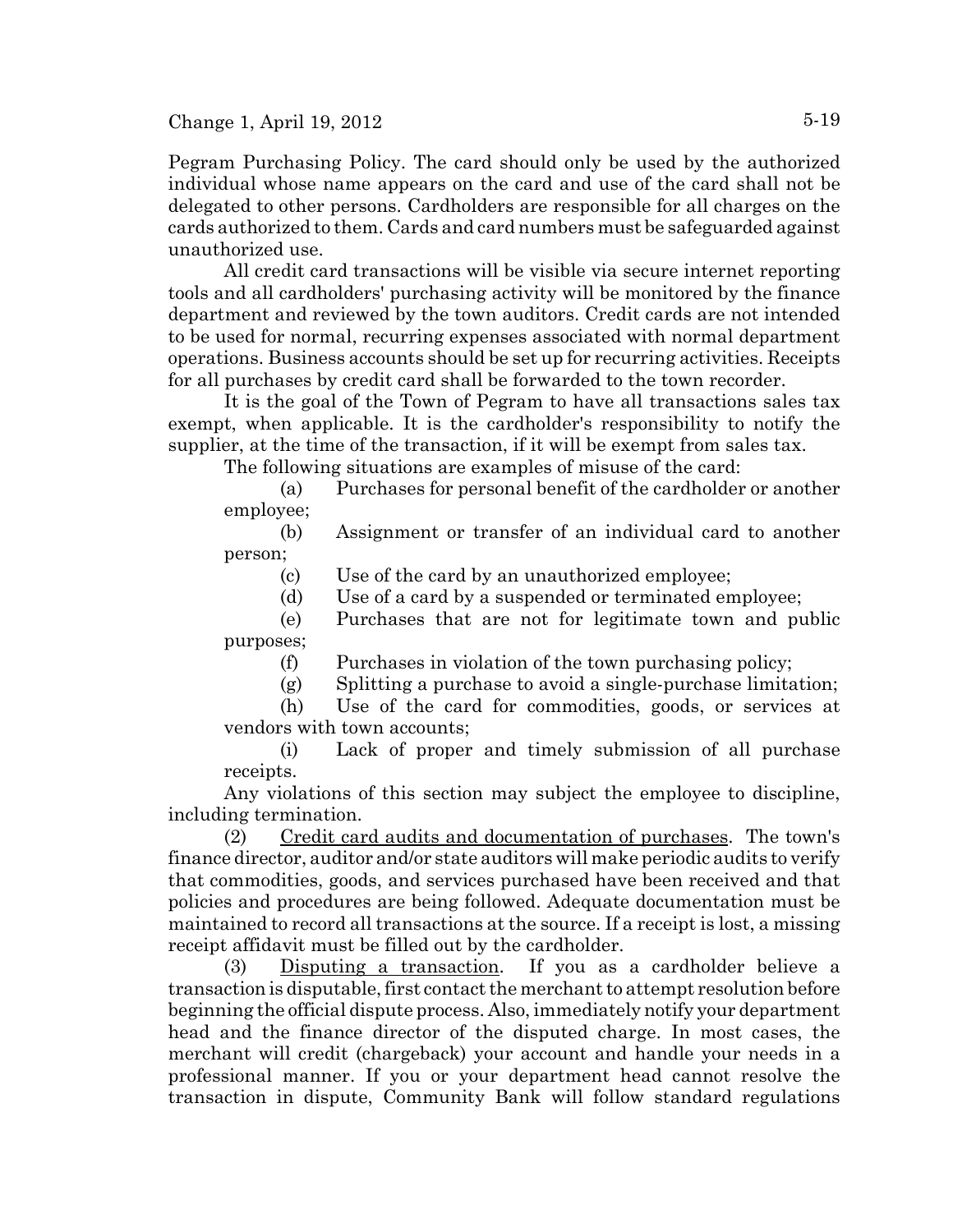Pegram Purchasing Policy. The card should only be used by the authorized individual whose name appears on the card and use of the card shall not be delegated to other persons. Cardholders are responsible for all charges on the cards authorized to them. Cards and card numbers must be safeguarded against unauthorized use.

All credit card transactions will be visible via secure internet reporting tools and all cardholders' purchasing activity will be monitored by the finance department and reviewed by the town auditors. Credit cards are not intended to be used for normal, recurring expenses associated with normal department operations. Business accounts should be set up for recurring activities. Receipts for all purchases by credit card shall be forwarded to the town recorder.

It is the goal of the Town of Pegram to have all transactions sales tax exempt, when applicable. It is the cardholder's responsibility to notify the supplier, at the time of the transaction, if it will be exempt from sales tax.

The following situations are examples of misuse of the card:

(a) Purchases for personal benefit of the cardholder or another employee;

(b) Assignment or transfer of an individual card to another person;

(c) Use of the card by an unauthorized employee;

(d) Use of a card by a suspended or terminated employee;

(e) Purchases that are not for legitimate town and public purposes;

(f) Purchases in violation of the town purchasing policy;

(g) Splitting a purchase to avoid a single-purchase limitation;

(h) Use of the card for commodities, goods, or services at vendors with town accounts;

(i) Lack of proper and timely submission of all purchase receipts.

Any violations of this section may subject the employee to discipline, including termination.

(2) Credit card audits and documentation of purchases. The town's finance director, auditor and/or state auditors will make periodic audits to verify that commodities, goods, and services purchased have been received and that policies and procedures are being followed. Adequate documentation must be maintained to record all transactions at the source. If a receipt is lost, a missing receipt affidavit must be filled out by the cardholder.

(3) Disputing a transaction. If you as a cardholder believe a transaction is disputable, first contact the merchant to attempt resolution before beginning the official dispute process. Also, immediately notify your department head and the finance director of the disputed charge. In most cases, the merchant will credit (chargeback) your account and handle your needs in a professional manner. If you or your department head cannot resolve the transaction in dispute, Community Bank will follow standard regulations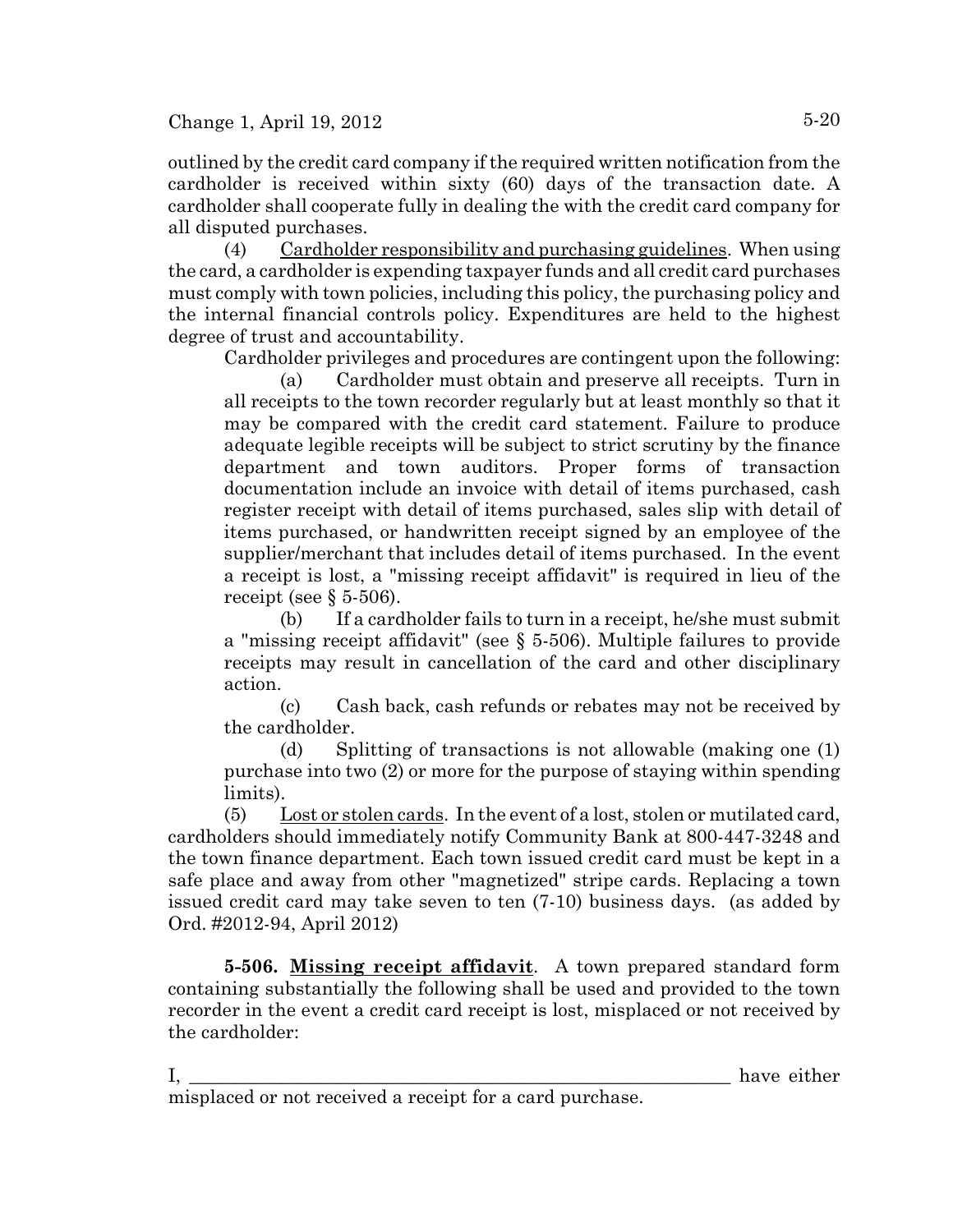outlined by the credit card company if the required written notification from the cardholder is received within sixty (60) days of the transaction date. A cardholder shall cooperate fully in dealing the with the credit card company for all disputed purchases.

(4) Cardholder responsibility and purchasing guidelines. When using the card, a cardholder is expending taxpayer funds and all credit card purchases must comply with town policies, including this policy, the purchasing policy and the internal financial controls policy. Expenditures are held to the highest degree of trust and accountability.

Cardholder privileges and procedures are contingent upon the following:

(a) Cardholder must obtain and preserve all receipts. Turn in all receipts to the town recorder regularly but at least monthly so that it may be compared with the credit card statement. Failure to produce adequate legible receipts will be subject to strict scrutiny by the finance department and town auditors. Proper forms of transaction documentation include an invoice with detail of items purchased, cash register receipt with detail of items purchased, sales slip with detail of items purchased, or handwritten receipt signed by an employee of the supplier/merchant that includes detail of items purchased. In the event a receipt is lost, a "missing receipt affidavit" is required in lieu of the receipt (see § 5-506).

(b) If a cardholder fails to turn in a receipt, he/she must submit a "missing receipt affidavit" (see § 5-506). Multiple failures to provide receipts may result in cancellation of the card and other disciplinary action.

(c) Cash back, cash refunds or rebates may not be received by the cardholder.

(d) Splitting of transactions is not allowable (making one (1) purchase into two (2) or more for the purpose of staying within spending limits).

(5) Lost or stolen cards. In the event of a lost, stolen or mutilated card, cardholders should immediately notify Community Bank at 800-447-3248 and the town finance department. Each town issued credit card must be kept in a safe place and away from other "magnetized" stripe cards. Replacing a town issued credit card may take seven to ten (7-10) business days. (as added by Ord. #2012-94, April 2012)

**5-506. Missing receipt affidavit**. A town prepared standard form containing substantially the following shall be used and provided to the town recorder in the event a credit card receipt is lost, misplaced or not received by the cardholder:

I, ____________________________________________________________ have either misplaced or not received a receipt for a card purchase.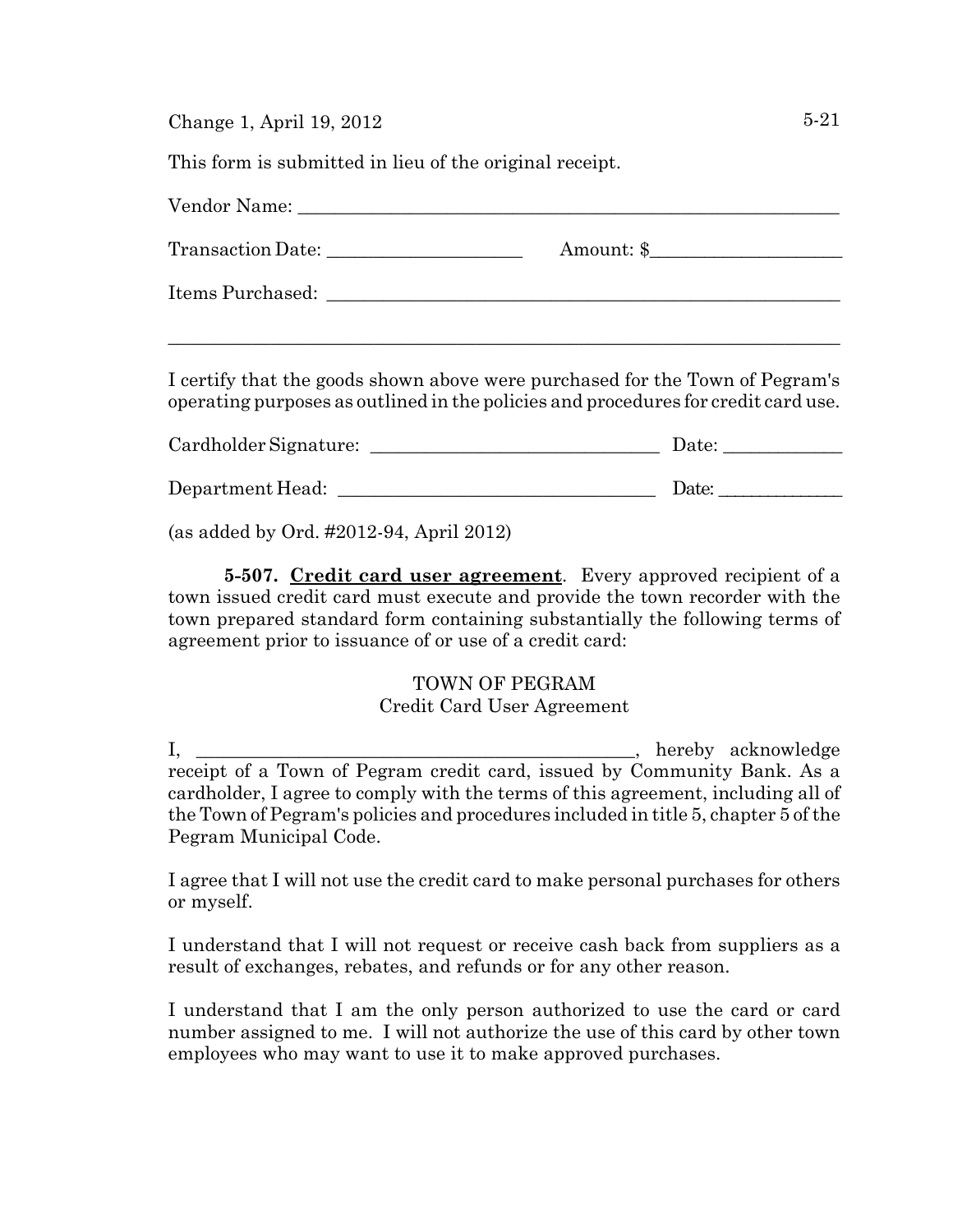This form is submitted in lieu of the original receipt.

Vendor Name: ____________________________________________________________

Transaction Date: ____________________ Amount: $____________________

Items Purchased: ________________________________________________________

_________________________________________________________________________

I certify that the goods shown above were purchased for the Town of Pegram's operating purposes as outlined in the policies and procedures for credit card use.

Cardholder Signature: _______________________________ Date: ____________

Department Head: _________________________________ Date: _____________

(as added by Ord. #2012-94, April 2012)

**5-507. <u>Credit card user agreement</u>**. Every approved recipient of a town issued credit card must execute and provide the town recorder with the town prepared standard form containing substantially the following terms of agreement prior to issuance of or use of a credit card:

TOWN OF PEGRAM
Credit Card User Agreement

I, ________________________________________________, hereby acknowledge receipt of a Town of Pegram credit card, issued by Community Bank. As a cardholder, I agree to comply with the terms of this agreement, including all of the Town of Pegram's policies and procedures included in title 5, chapter 5 of the Pegram Municipal Code.

I agree that I will not use the credit card to make personal purchases for others or myself.

I understand that I will not request or receive cash back from suppliers as a result of exchanges, rebates, and refunds or for any other reason.

I understand that I am the only person authorized to use the card or card number assigned to me. I will not authorize the use of this card by other town employees who may want to use it to make approved purchases.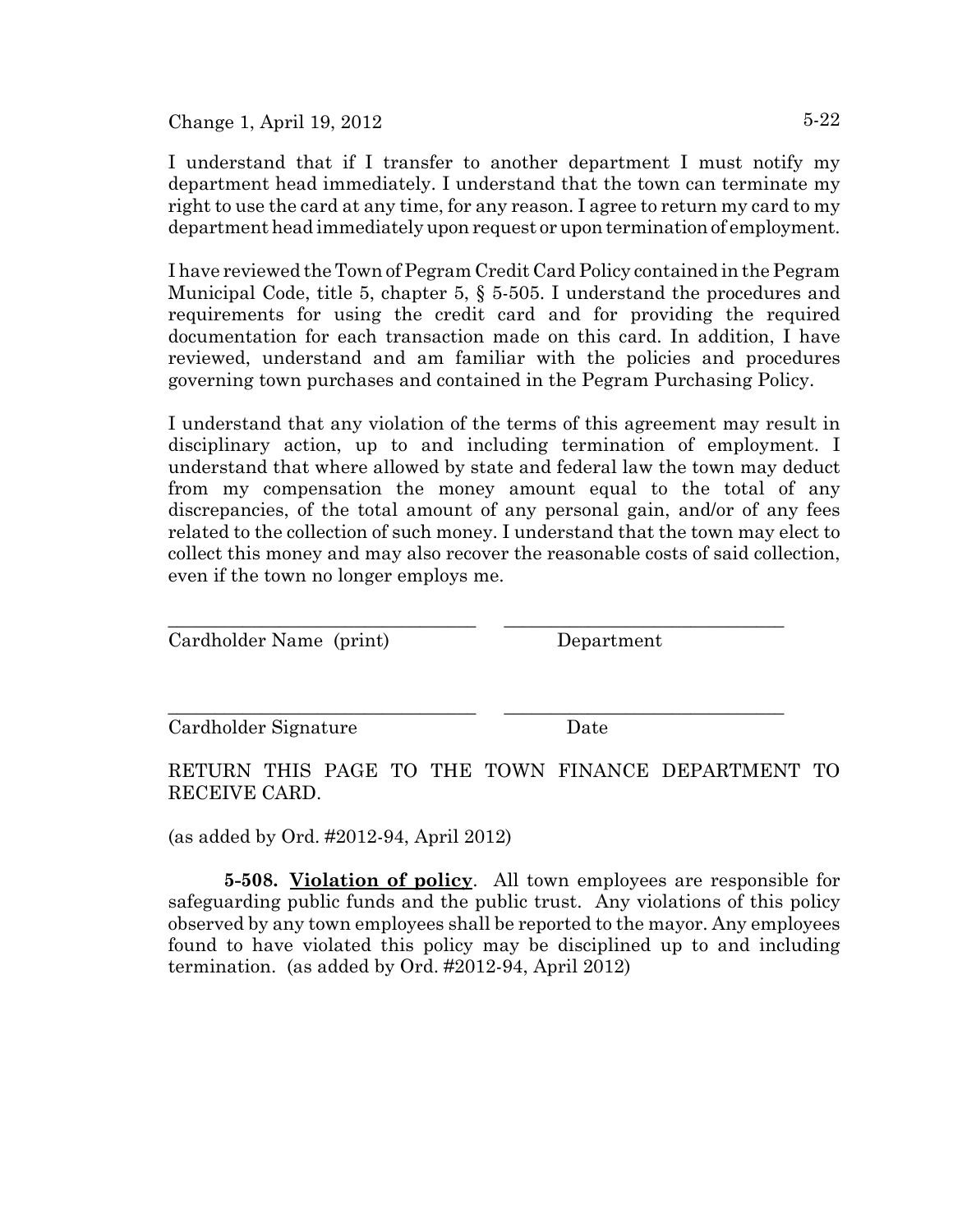I understand that if I transfer to another department I must notify my department head immediately. I understand that the town can terminate my right to use the card at any time, for any reason. I agree to return my card to my department head immediately upon request or upon termination of employment.

I have reviewed the Town of Pegram Credit Card Policy contained in the Pegram Municipal Code, title 5, chapter 5, § 5-505. I understand the procedures and requirements for using the credit card and for providing the required documentation for each transaction made on this card. In addition, I have reviewed, understand and am familiar with the policies and procedures governing town purchases and contained in the Pegram Purchasing Policy.

I understand that any violation of the terms of this agreement may result in disciplinary action, up to and including termination of employment. I understand that where allowed by state and federal law the town may deduct from my compensation the money amount equal to the total of any discrepancies, of the total amount of any personal gain, and/or of any fees related to the collection of such money. I understand that the town may elect to collect this money and may also recover the reasonable costs of said collection, even if the town no longer employs me.

\_\_\_\_\_\_\_\_\_\_\_\_\_\_\_\_\_\_\_\_\_\_\_\_\_\_\_\_\_\_\_\_ \_\_\_\_\_\_\_\_\_\_\_\_\_\_\_\_\_\_\_\_\_\_\_\_\_\_\_\_\_\_\_\_
Cardholder Name (print) Department

\_\_\_\_\_\_\_\_\_\_\_\_\_\_\_\_\_\_\_\_\_\_\_\_\_\_\_\_\_\_\_\_ \_\_\_\_\_\_\_\_\_\_\_\_\_\_\_\_\_\_\_\_\_\_\_\_\_\_\_\_\_\_\_\_
Cardholder Signature Date

RETURN THIS PAGE TO THE TOWN FINANCE DEPARTMENT TO RECEIVE CARD.

(as added by Ord. #2012-94, April 2012)

**5-508. Violation of policy**. All town employees are responsible for safeguarding public funds and the public trust. Any violations of this policy observed by any town employees shall be reported to the mayor. Any employees found to have violated this policy may be disciplined up to and including termination. (as added by Ord. #2012-94, April 2012)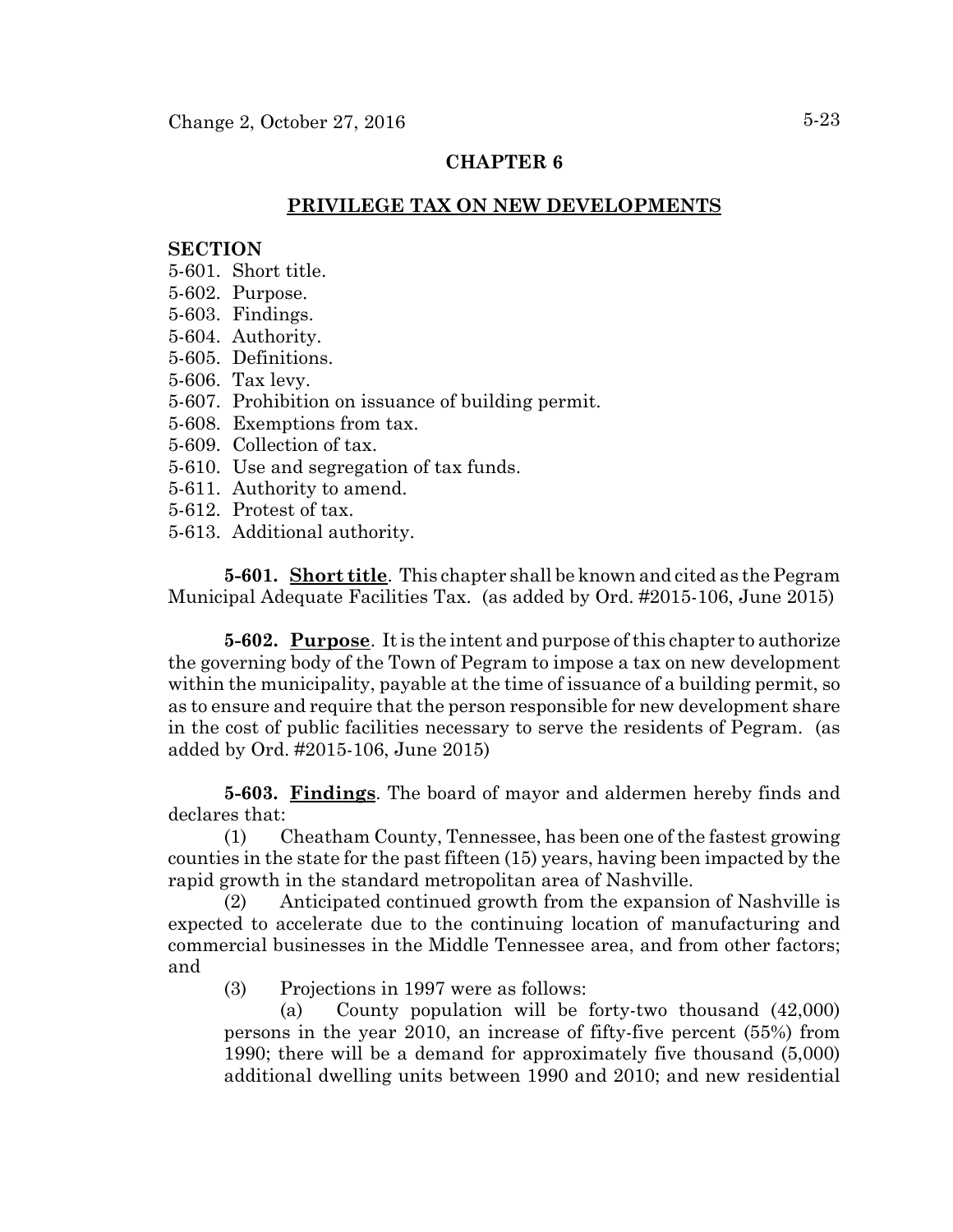## CHAPTER 6

## PRIVILEGE TAX ON NEW DEVELOPMENTS

**SECTION**

5-601. Short title.
5-602. Purpose.
5-603. Findings.
5-604. Authority.
5-605. Definitions.
5-606. Tax levy.
5-607. Prohibition on issuance of building permit.
5-608. Exemptions from tax.
5-609. Collection of tax.
5-610. Use and segregation of tax funds.
5-611. Authority to amend.
5-612. Protest of tax.
5-613. Additional authority.

**5-601. Short title**. This chapter shall be known and cited as the Pegram Municipal Adequate Facilities Tax. (as added by Ord. #2015-106, June 2015)

**5-602. Purpose**. It is the intent and purpose of this chapter to authorize the governing body of the Town of Pegram to impose a tax on new development within the municipality, payable at the time of issuance of a building permit, so as to ensure and require that the person responsible for new development share in the cost of public facilities necessary to serve the residents of Pegram. (as added by Ord. #2015-106, June 2015)

**5-603. Findings**. The board of mayor and aldermen hereby finds and declares that:

(1) Cheatham County, Tennessee, has been one of the fastest growing counties in the state for the past fifteen (15) years, having been impacted by the rapid growth in the standard metropolitan area of Nashville.

(2) Anticipated continued growth from the expansion of Nashville is expected to accelerate due to the continuing location of manufacturing and commercial businesses in the Middle Tennessee area, and from other factors; and

(3) Projections in 1997 were as follows:

(a) County population will be forty-two thousand (42,000) persons in the year 2010, an increase of fifty-five percent (55%) from 1990; there will be a demand for approximately five thousand (5,000) additional dwelling units between 1990 and 2010; and new residential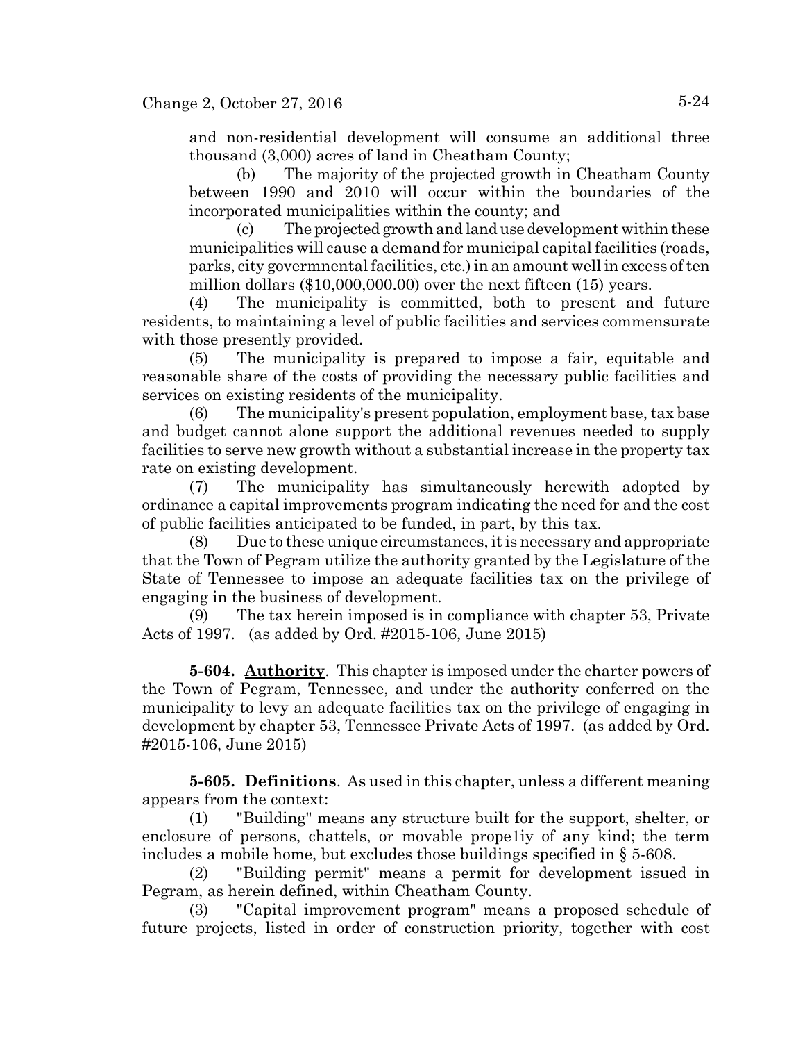and non-residential development will consume an additional three thousand (3,000) acres of land in Cheatham County;

(b) The majority of the projected growth in Cheatham County between 1990 and 2010 will occur within the boundaries of the incorporated municipalities within the county; and

(c) The projected growth and land use development within these municipalities will cause a demand for municipal capital facilities (roads, parks, city govermnental facilities, etc.) in an amount well in excess of ten million dollars ($10,000,000.00) over the next fifteen (15) years.

(4) The municipality is committed, both to present and future residents, to maintaining a level of public facilities and services commensurate with those presently provided.

(5) The municipality is prepared to impose a fair, equitable and reasonable share of the costs of providing the necessary public facilities and services on existing residents of the municipality.

(6) The municipality's present population, employment base, tax base and budget cannot alone support the additional revenues needed to supply facilities to serve new growth without a substantial increase in the property tax rate on existing development.

(7) The municipality has simultaneously herewith adopted by ordinance a capital improvements program indicating the need for and the cost of public facilities anticipated to be funded, in part, by this tax.

(8) Due to these unique circumstances, it is necessary and appropriate that the Town of Pegram utilize the authority granted by the Legislature of the State of Tennessee to impose an adequate facilities tax on the privilege of engaging in the business of development.

(9) The tax herein imposed is in compliance with chapter 53, Private Acts of 1997. (as added by Ord. #2015-106, June 2015)

**5-604. Authority**. This chapter is imposed under the charter powers of the Town of Pegram, Tennessee, and under the authority conferred on the municipality to levy an adequate facilities tax on the privilege of engaging in development by chapter 53, Tennessee Private Acts of 1997. (as added by Ord. #2015-106, June 2015)

**5-605. Definitions**. As used in this chapter, unless a different meaning appears from the context:

(1) "Building" means any structure built for the support, shelter, or enclosure of persons, chattels, or movable prope1iy of any kind; the term includes a mobile home, but excludes those buildings specified in § 5-608.

(2) "Building permit" means a permit for development issued in Pegram, as herein defined, within Cheatham County.

(3) "Capital improvement program" means a proposed schedule of future projects, listed in order of construction priority, together with cost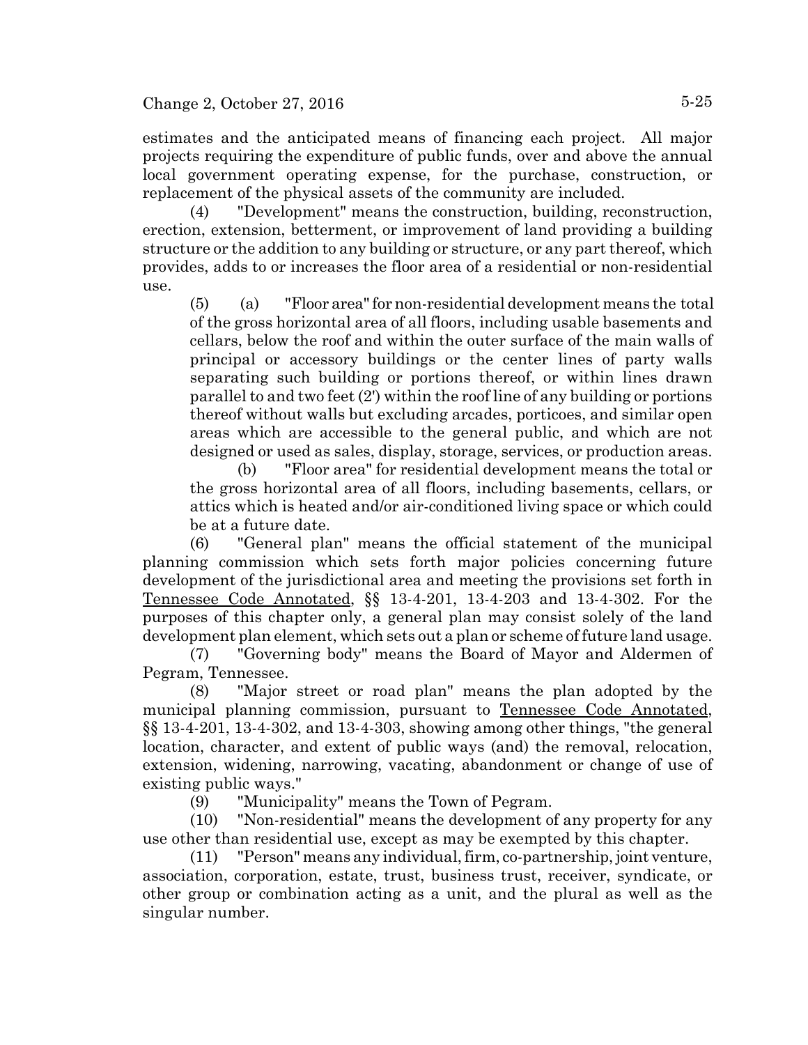estimates and the anticipated means of financing each project. All major projects requiring the expenditure of public funds, over and above the annual local government operating expense, for the purchase, construction, or replacement of the physical assets of the community are included.

(4) "Development" means the construction, building, reconstruction, erection, extension, betterment, or improvement of land providing a building structure or the addition to any building or structure, or any part thereof, which provides, adds to or increases the floor area of a residential or non-residential use.

(5) (a) "Floor area" for non-residential development means the total of the gross horizontal area of all floors, including usable basements and cellars, below the roof and within the outer surface of the main walls of principal or accessory buildings or the center lines of party walls separating such building or portions thereof, or within lines drawn parallel to and two feet (2') within the roof line of any building or portions thereof without walls but excluding arcades, porticoes, and similar open areas which are accessible to the general public, and which are not designed or used as sales, display, storage, services, or production areas.

(b) "Floor area" for residential development means the total or the gross horizontal area of all floors, including basements, cellars, or attics which is heated and/or air-conditioned living space or which could be at a future date.

(6) "General plan" means the official statement of the municipal planning commission which sets forth major policies concerning future development of the jurisdictional area and meeting the provisions set forth in Tennessee Code Annotated, §§ 13-4-201, 13-4-203 and 13-4-302. For the purposes of this chapter only, a general plan may consist solely of the land development plan element, which sets out a plan or scheme of future land usage.

(7) "Governing body" means the Board of Mayor and Aldermen of Pegram, Tennessee.

(8) "Major street or road plan" means the plan adopted by the municipal planning commission, pursuant to Tennessee Code Annotated, §§ 13-4-201, 13-4-302, and 13-4-303, showing among other things, "the general location, character, and extent of public ways (and) the removal, relocation, extension, widening, narrowing, vacating, abandonment or change of use of existing public ways."

(9) "Municipality" means the Town of Pegram.

(10) "Non-residential" means the development of any property for any use other than residential use, except as may be exempted by this chapter.

(11) "Person" means any individual, firm, co-partnership, joint venture, association, corporation, estate, trust, business trust, receiver, syndicate, or other group or combination acting as a unit, and the plural as well as the singular number.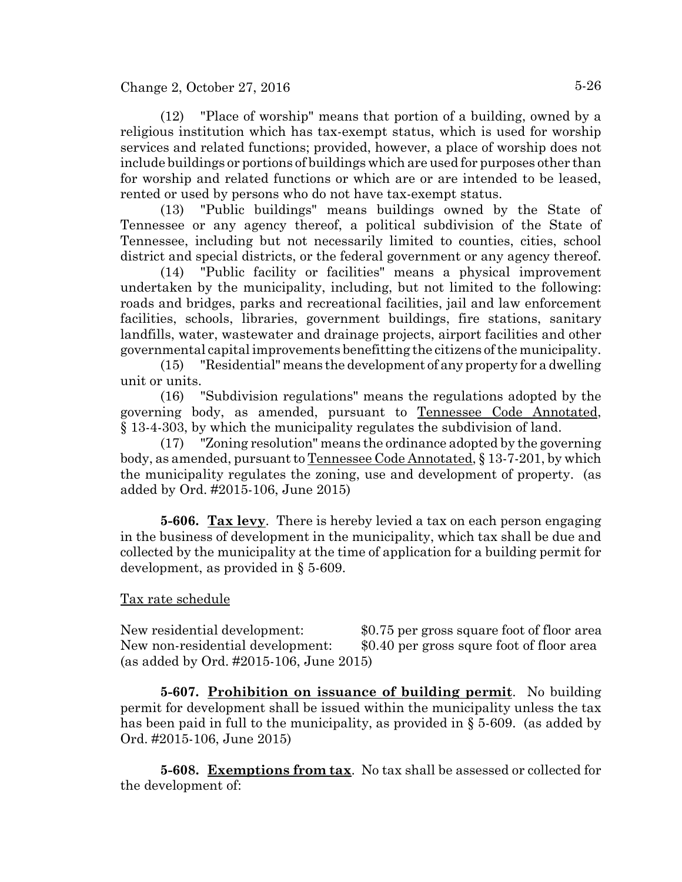(12) "Place of worship" means that portion of a building, owned by a religious institution which has tax-exempt status, which is used for worship services and related functions; provided, however, a place of worship does not include buildings or portions of buildings which are used for purposes other than for worship and related functions or which are or are intended to be leased, rented or used by persons who do not have tax-exempt status.

(13) "Public buildings" means buildings owned by the State of Tennessee or any agency thereof, a political subdivision of the State of Tennessee, including but not necessarily limited to counties, cities, school district and special districts, or the federal government or any agency thereof.

(14) "Public facility or facilities" means a physical improvement undertaken by the municipality, including, but not limited to the following: roads and bridges, parks and recreational facilities, jail and law enforcement facilities, schools, libraries, government buildings, fire stations, sanitary landfills, water, wastewater and drainage projects, airport facilities and other governmental capital improvements benefitting the citizens of the municipality.

(15) "Residential" means the development of any property for a dwelling unit or units.

(16) "Subdivision regulations" means the regulations adopted by the governing body, as amended, pursuant to Tennessee Code Annotated, § 13-4-303, by which the municipality regulates the subdivision of land.

(17) "Zoning resolution" means the ordinance adopted by the governing body, as amended, pursuant to Tennessee Code Annotated, § 13-7-201, by which the municipality regulates the zoning, use and development of property. (as added by Ord. #2015-106, June 2015)

**5-606. Tax levy**. There is hereby levied a tax on each person engaging in the business of development in the municipality, which tax shall be due and collected by the municipality at the time of application for a building permit for development, as provided in § 5-609.

Tax rate schedule

New residential development: $0.75 per gross square foot of floor area
New non-residential development: $0.40 per gross squre foot of floor area
(as added by Ord. #2015-106, June 2015)

**5-607. Prohibition on issuance of building permit**. No building permit for development shall be issued within the municipality unless the tax has been paid in full to the municipality, as provided in § 5-609. (as added by Ord. #2015-106, June 2015)

**5-608. Exemptions from tax**. No tax shall be assessed or collected for the development of: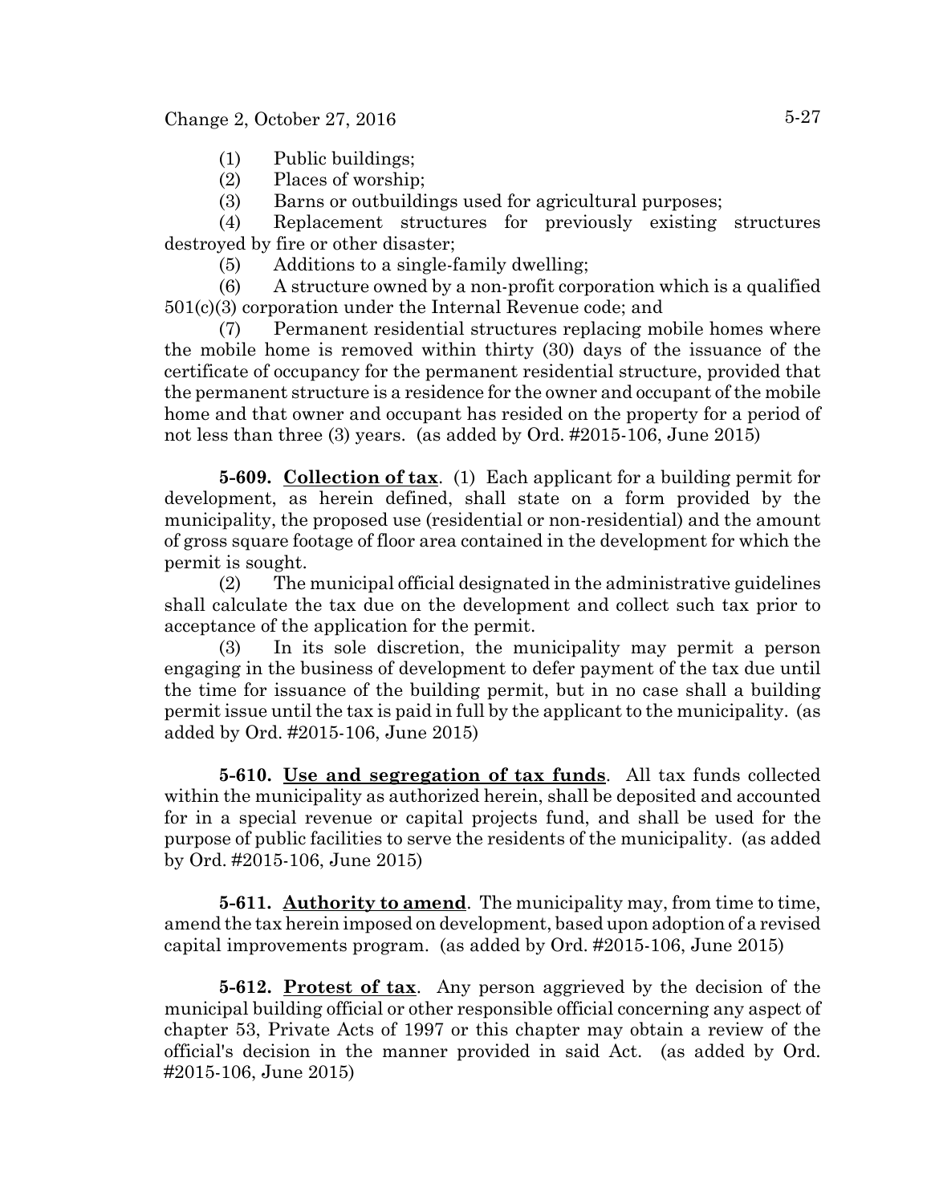(1) Public buildings;

(2) Places of worship;

(3) Barns or outbuildings used for agricultural purposes;

(4) Replacement structures for previously existing structures destroyed by fire or other disaster;

(5) Additions to a single-family dwelling;

(6) A structure owned by a non-profit corporation which is a qualified 501(c)(3) corporation under the Internal Revenue code; and

(7) Permanent residential structures replacing mobile homes where the mobile home is removed within thirty (30) days of the issuance of the certificate of occupancy for the permanent residential structure, provided that the permanent structure is a residence for the owner and occupant of the mobile home and that owner and occupant has resided on the property for a period of not less than three (3) years. (as added by Ord. #2015-106, June 2015)

**5-609. Collection of tax**. (1) Each applicant for a building permit for development, as herein defined, shall state on a form provided by the municipality, the proposed use (residential or non-residential) and the amount of gross square footage of floor area contained in the development for which the permit is sought.

(2) The municipal official designated in the administrative guidelines shall calculate the tax due on the development and collect such tax prior to acceptance of the application for the permit.

(3) In its sole discretion, the municipality may permit a person engaging in the business of development to defer payment of the tax due until the time for issuance of the building permit, but in no case shall a building permit issue until the tax is paid in full by the applicant to the municipality. (as added by Ord. #2015-106, June 2015)

**5-610. Use and segregation of tax funds**. All tax funds collected within the municipality as authorized herein, shall be deposited and accounted for in a special revenue or capital projects fund, and shall be used for the purpose of public facilities to serve the residents of the municipality. (as added by Ord. #2015-106, June 2015)

**5-611. Authority to amend**. The municipality may, from time to time, amend the tax herein imposed on development, based upon adoption of a revised capital improvements program. (as added by Ord. #2015-106, June 2015)

**5-612. Protest of tax**. Any person aggrieved by the decision of the municipal building official or other responsible official concerning any aspect of chapter 53, Private Acts of 1997 or this chapter may obtain a review of the official's decision in the manner provided in said Act. (as added by Ord. #2015-106, June 2015)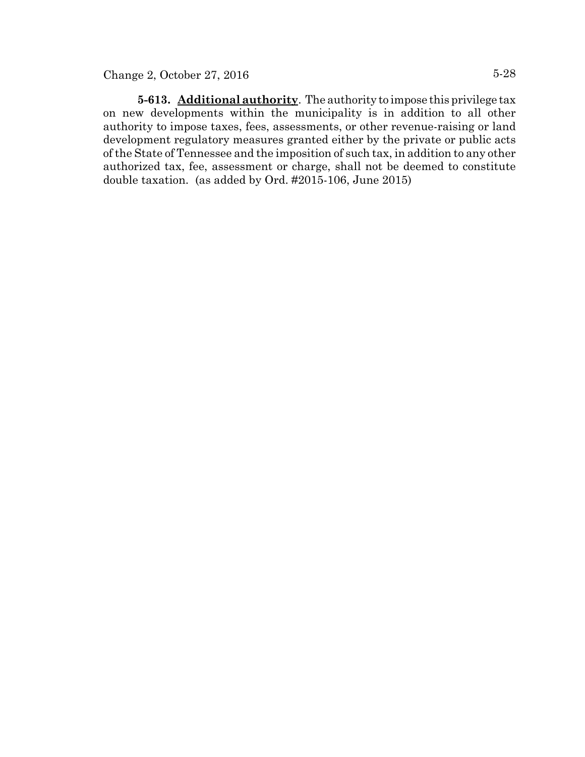**5-613. Additional authority**. The authority to impose this privilege tax on new developments within the municipality is in addition to all other authority to impose taxes, fees, assessments, or other revenue-raising or land development regulatory measures granted either by the private or public acts of the State of Tennessee and the imposition of such tax, in addition to any other authorized tax, fee, assessment or charge, shall not be deemed to constitute double taxation. (as added by Ord. #2015-106, June 2015)